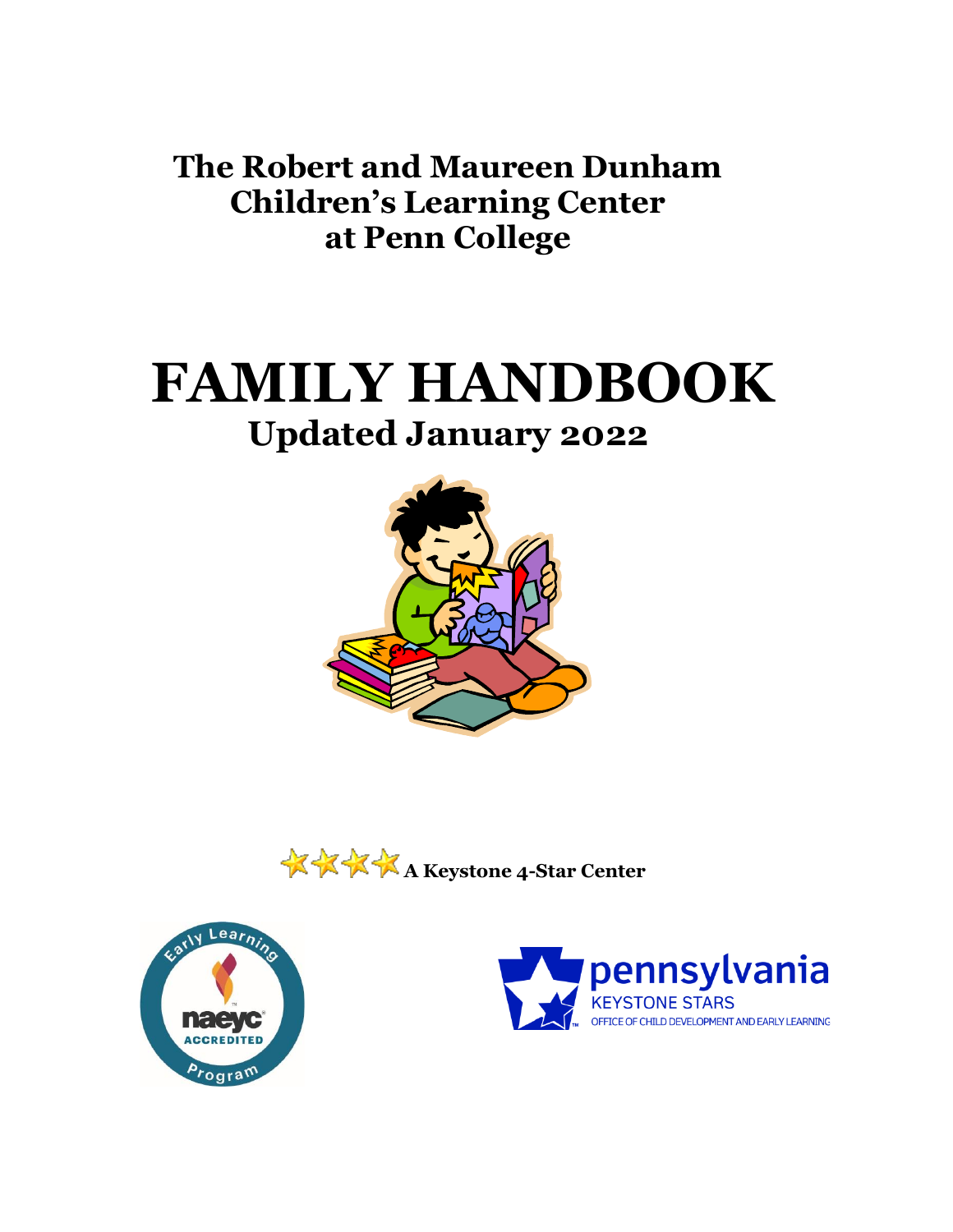# The Robert and Maureen Dunham Children's Learning Center at Penn College

# FAMILY HANDBOOK

## Updated January 2022

**A Keystone 4-Star Center**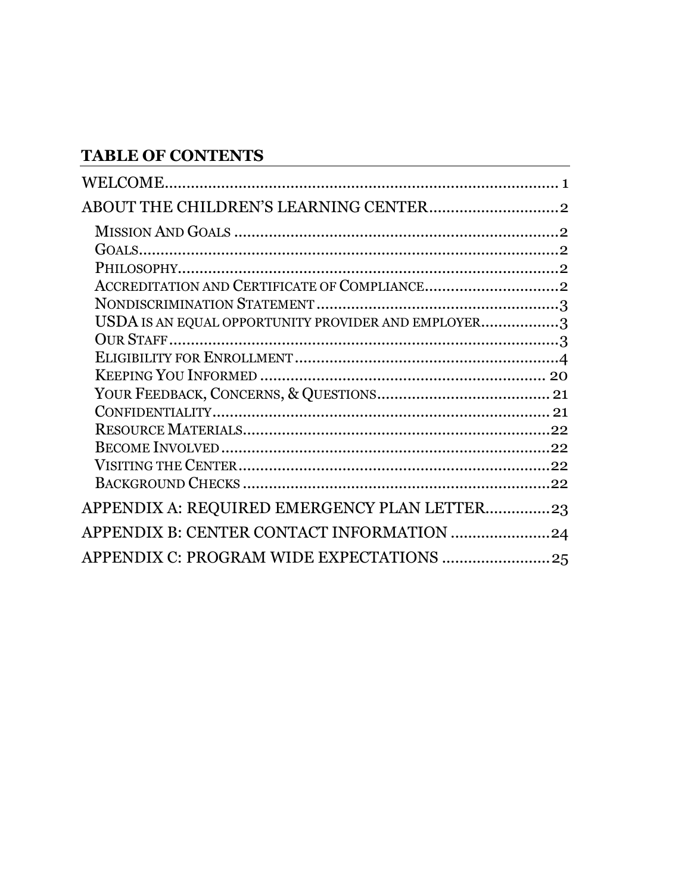## TABLE OF CONTENTS

WELCOME........................................................................... 1

ABOUT THE CHILDREN'S LEARNING CENTER.............................2

- MISSION AND GOALS ..........................................................................2
- GOALS...............................................................................................2
- PHILOSOPHY.......................................................................................2
- ACCREDITATION AND CERTIFICATE OF COMPLIANCE...............................2
- NONDISCRIMINATION STATEMENT .........................................................3
- USDA IS AN EQUAL OPPORTUNITY PROVIDER AND EMPLOYER..................3
- OUR STAFF..........................................................................................3
- ELIGIBILITY FOR ENROLLMENT...............................................................4
- KEEPING YOU INFORMED .................................................................. 20
- YOUR FEEDBACK, CONCERNS, & QUESTIONS........................................ 21
- CONFIDENTIALITY.............................................................................. 21
- RESOURCE MATERIALS.......................................................................22
- BECOME INVOLVED ............................................................................22
- VISITING THE CENTER.........................................................................22
- BACKGROUND CHECKS .......................................................................22

APPENDIX A: REQUIRED EMERGENCY PLAN LETTER..............23

APPENDIX B: CENTER CONTACT INFORMATION ......................24

APPENDIX C: PROGRAM WIDE EXPECTATIONS ........................25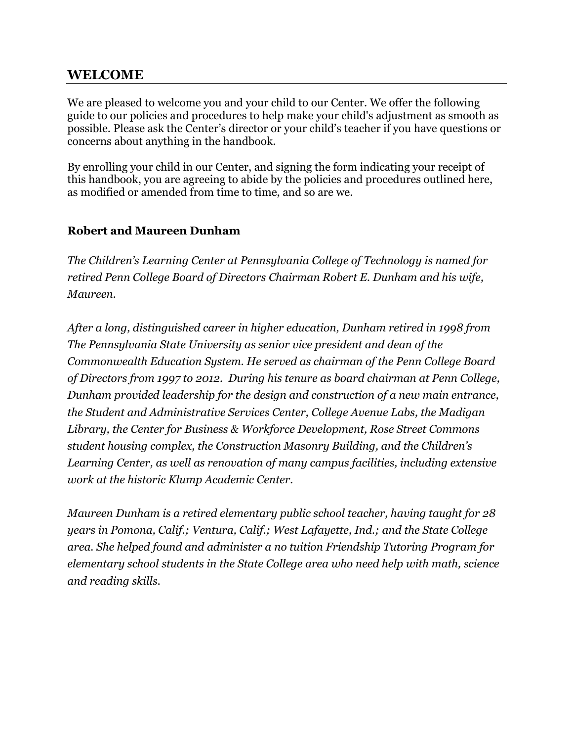## WELCOME

We are pleased to welcome you and your child to our Center. We offer the following guide to our policies and procedures to help make your child's adjustment as smooth as possible. Please ask the Center's director or your child's teacher if you have questions or concerns about anything in the handbook.

By enrolling your child in our Center, and signing the form indicating your receipt of this handbook, you are agreeing to abide by the policies and procedures outlined here, as modified or amended from time to time, and so are we.

### Robert and Maureen Dunham

*The Children's Learning Center at Pennsylvania College of Technology is named for retired Penn College Board of Directors Chairman Robert E. Dunham and his wife, Maureen.*

*After a long, distinguished career in higher education, Dunham retired in 1998 from The Pennsylvania State University as senior vice president and dean of the Commonwealth Education System. He served as chairman of the Penn College Board of Directors from 1997 to 2012. During his tenure as board chairman at Penn College, Dunham provided leadership for the design and construction of a new main entrance, the Student and Administrative Services Center, College Avenue Labs, the Madigan Library, the Center for Business & Workforce Development, Rose Street Commons student housing complex, the Construction Masonry Building, and the Children's Learning Center, as well as renovation of many campus facilities, including extensive work at the historic Klump Academic Center.*

*Maureen Dunham is a retired elementary public school teacher, having taught for 28 years in Pomona, Calif.; Ventura, Calif.; West Lafayette, Ind.; and the State College area. She helped found and administer a no tuition Friendship Tutoring Program for elementary school students in the State College area who need help with math, science and reading skills.*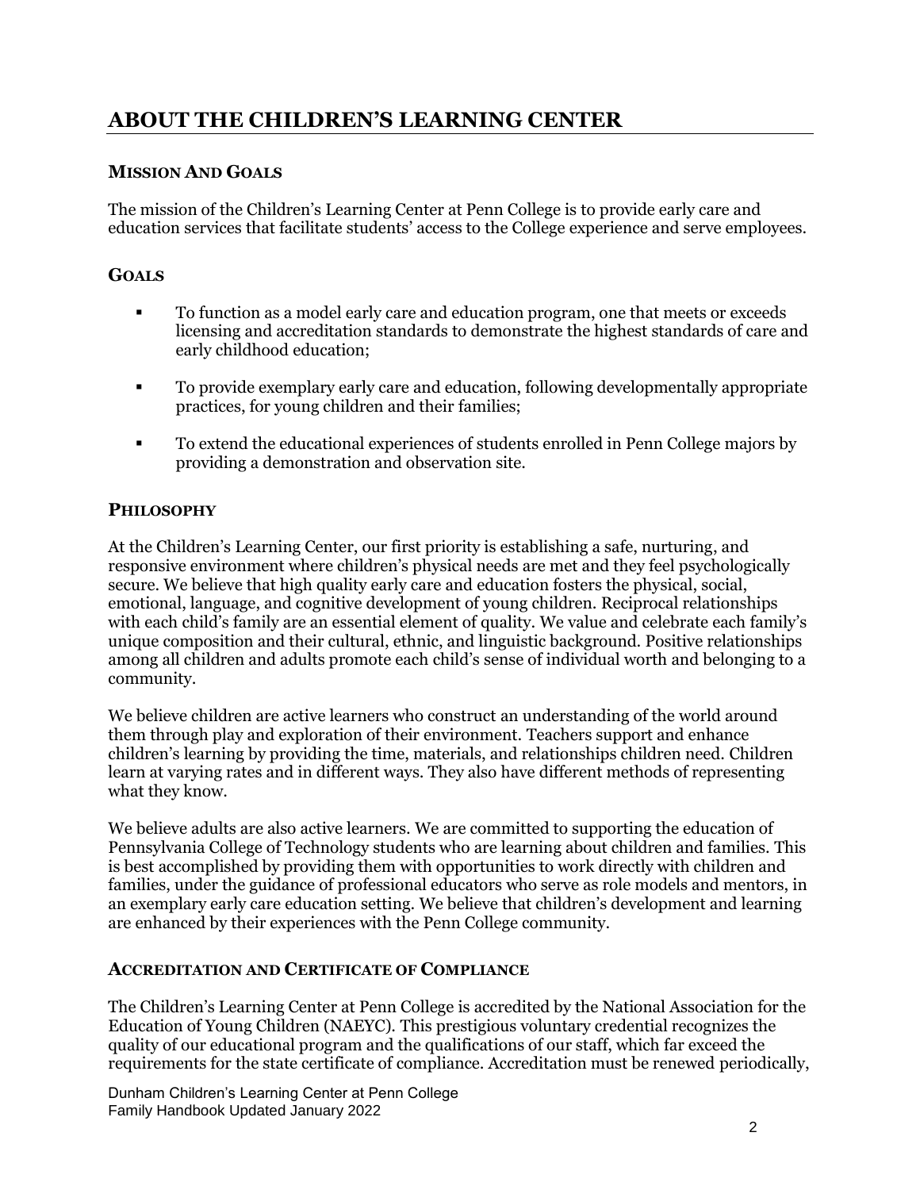# ABOUT THE CHILDREN'S LEARNING CENTER

### MISSION AND GOALS

The mission of the Children's Learning Center at Penn College is to provide early care and education services that facilitate students' access to the College experience and serve employees.

### GOALS

- To function as a model early care and education program, one that meets or exceeds licensing and accreditation standards to demonstrate the highest standards of care and early childhood education;
- To provide exemplary early care and education, following developmentally appropriate practices, for young children and their families;
- To extend the educational experiences of students enrolled in Penn College majors by providing a demonstration and observation site.

### PHILOSOPHY

At the Children's Learning Center, our first priority is establishing a safe, nurturing, and responsive environment where children's physical needs are met and they feel psychologically secure. We believe that high quality early care and education fosters the physical, social, emotional, language, and cognitive development of young children. Reciprocal relationships with each child's family are an essential element of quality. We value and celebrate each family's unique composition and their cultural, ethnic, and linguistic background. Positive relationships among all children and adults promote each child's sense of individual worth and belonging to a community.

We believe children are active learners who construct an understanding of the world around them through play and exploration of their environment. Teachers support and enhance children's learning by providing the time, materials, and relationships children need. Children learn at varying rates and in different ways. They also have different methods of representing what they know.

We believe adults are also active learners. We are committed to supporting the education of Pennsylvania College of Technology students who are learning about children and families. This is best accomplished by providing them with opportunities to work directly with children and families, under the guidance of professional educators who serve as role models and mentors, in an exemplary early care education setting. We believe that children's development and learning are enhanced by their experiences with the Penn College community.

### ACCREDITATION AND CERTIFICATE OF COMPLIANCE

The Children's Learning Center at Penn College is accredited by the National Association for the Education of Young Children (NAEYC). This prestigious voluntary credential recognizes the quality of our educational program and the qualifications of our staff, which far exceed the requirements for the state certificate of compliance. Accreditation must be renewed periodically,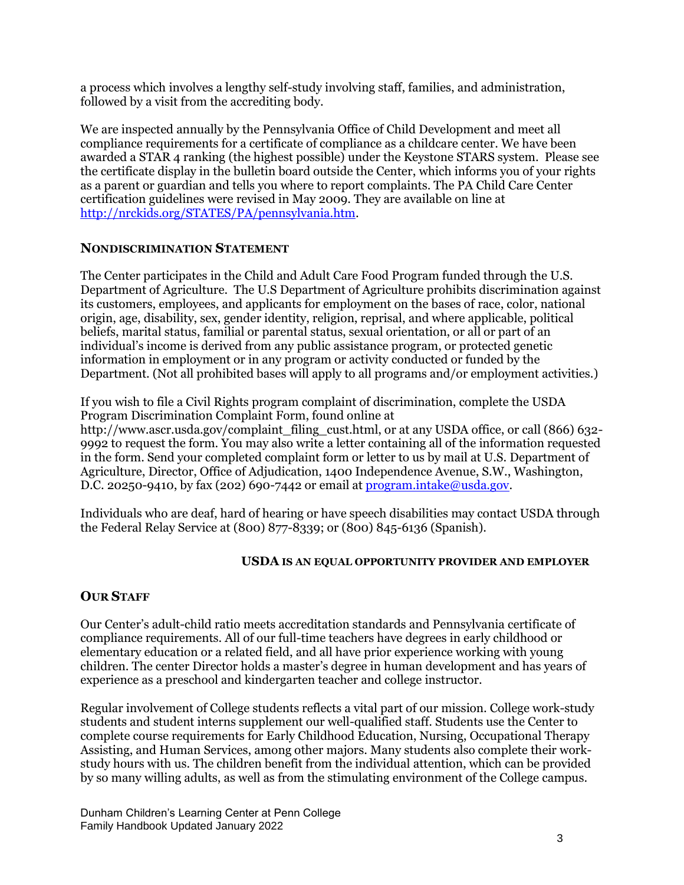a process which involves a lengthy self-study involving staff, families, and administration, followed by a visit from the accrediting body.

We are inspected annually by the Pennsylvania Office of Child Development and meet all compliance requirements for a certificate of compliance as a childcare center. We have been awarded a STAR 4 ranking (the highest possible) under the Keystone STARS system. Please see the certificate display in the bulletin board outside the Center, which informs you of your rights as a parent or guardian and tells you where to report complaints. The PA Child Care Center certification guidelines were revised in May 2009. They are available on line at [http://nrckids.org/STATES/PA/pennsylvania.htm](http://nrckids.org/STATES/PA/pennsylvania.htm).

## NONDISCRIMINATION STATEMENT

The Center participates in the Child and Adult Care Food Program funded through the U.S. Department of Agriculture. The U.S Department of Agriculture prohibits discrimination against its customers, employees, and applicants for employment on the bases of race, color, national origin, age, disability, sex, gender identity, religion, reprisal, and where applicable, political beliefs, marital status, familial or parental status, sexual orientation, or all or part of an individual's income is derived from any public assistance program, or protected genetic information in employment or in any program or activity conducted or funded by the Department. (Not all prohibited bases will apply to all programs and/or employment activities.)

If you wish to file a Civil Rights program complaint of discrimination, complete the USDA Program Discrimination Complaint Form, found online at http://www.ascr.usda.gov/complaint_filing_cust.html, or at any USDA office, or call (866) 632-9992 to request the form. You may also write a letter containing all of the information requested in the form. Send your completed complaint form or letter to us by mail at U.S. Department of Agriculture, Director, Office of Adjudication, 1400 Independence Avenue, S.W., Washington, D.C. 20250-9410, by fax (202) 690-7442 or email at [program.intake@usda.gov](mailto:program.intake@usda.gov).

Individuals who are deaf, hard of hearing or have speech disabilities may contact USDA through the Federal Relay Service at (800) 877-8339; or (800) 845-6136 (Spanish).

**USDA IS AN EQUAL OPPORTUNITY PROVIDER AND EMPLOYER**

## OUR STAFF

Our Center's adult-child ratio meets accreditation standards and Pennsylvania certificate of compliance requirements. All of our full-time teachers have degrees in early childhood or elementary education or a related field, and all have prior experience working with young children. The center Director holds a master's degree in human development and has years of experience as a preschool and kindergarten teacher and college instructor.

Regular involvement of College students reflects a vital part of our mission. College work-study students and student interns supplement our well-qualified staff. Students use the Center to complete course requirements for Early Childhood Education, Nursing, Occupational Therapy Assisting, and Human Services, among other majors. Many students also complete their work-study hours with us. The children benefit from the individual attention, which can be provided by so many willing adults, as well as from the stimulating environment of the College campus.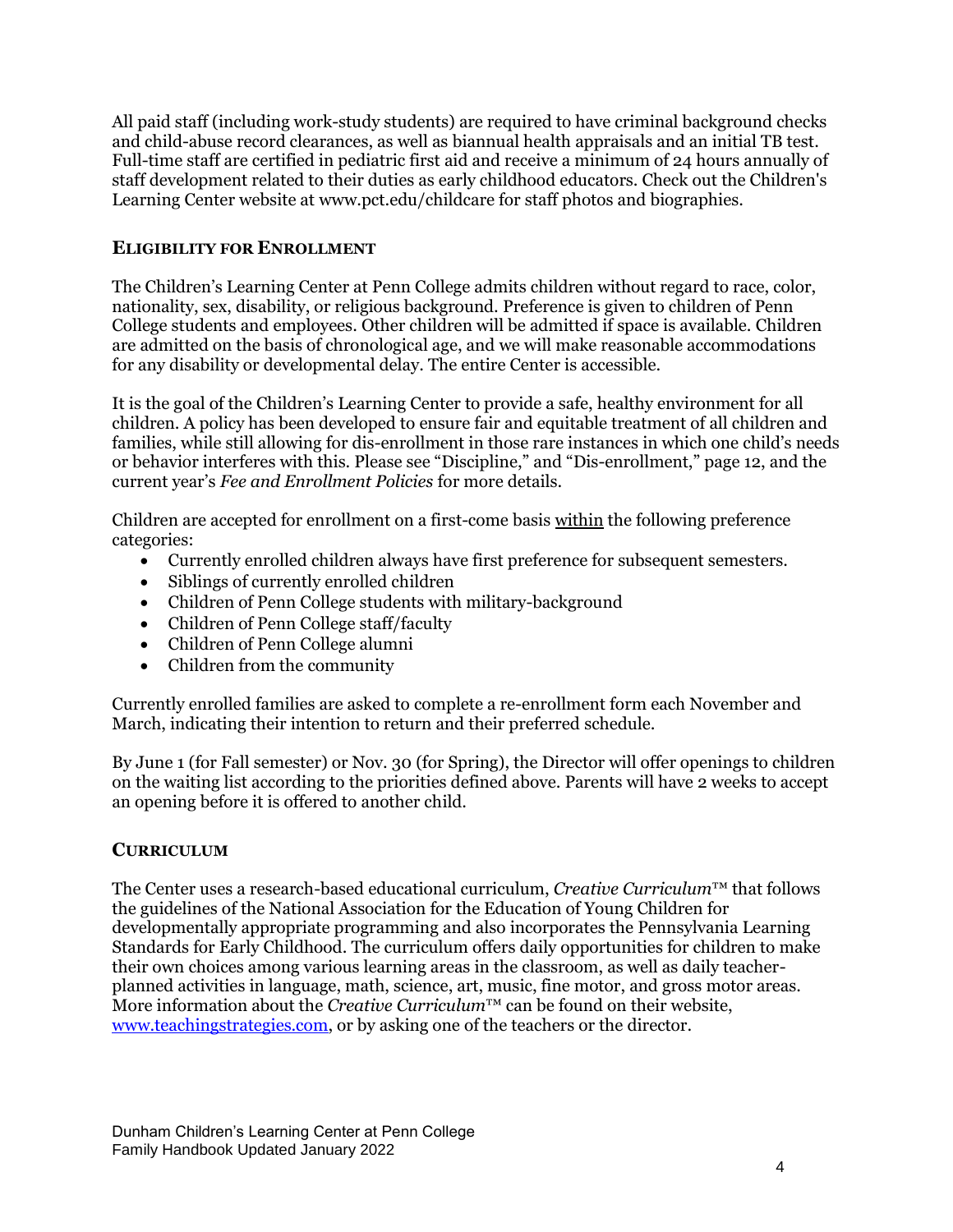All paid staff (including work-study students) are required to have criminal background checks and child-abuse record clearances, as well as biannual health appraisals and an initial TB test. Full-time staff are certified in pediatric first aid and receive a minimum of 24 hours annually of staff development related to their duties as early childhood educators. Check out the Children's Learning Center website at www.pct.edu/childcare for staff photos and biographies.

## ELIGIBILITY FOR ENROLLMENT

The Children's Learning Center at Penn College admits children without regard to race, color, nationality, sex, disability, or religious background. Preference is given to children of Penn College students and employees. Other children will be admitted if space is available. Children are admitted on the basis of chronological age, and we will make reasonable accommodations for any disability or developmental delay. The entire Center is accessible.

It is the goal of the Children's Learning Center to provide a safe, healthy environment for all children. A policy has been developed to ensure fair and equitable treatment of all children and families, while still allowing for dis-enrollment in those rare instances in which one child's needs or behavior interferes with this. Please see "Discipline," and "Dis-enrollment," page 12, and the current year's *Fee and Enrollment Policies* for more details.

Children are accepted for enrollment on a first-come basis within the following preference categories:

- Currently enrolled children always have first preference for subsequent semesters.
- Siblings of currently enrolled children
- Children of Penn College students with military-background
- Children of Penn College staff/faculty
- Children of Penn College alumni
- Children from the community

Currently enrolled families are asked to complete a re-enrollment form each November and March, indicating their intention to return and their preferred schedule.

By June 1 (for Fall semester) or Nov. 30 (for Spring), the Director will offer openings to children on the waiting list according to the priorities defined above. Parents will have 2 weeks to accept an opening before it is offered to another child.

## CURRICULUM

The Center uses a research-based educational curriculum, *Creative Curriculum*™ that follows the guidelines of the National Association for the Education of Young Children for developmentally appropriate programming and also incorporates the Pennsylvania Learning Standards for Early Childhood. The curriculum offers daily opportunities for children to make their own choices among various learning areas in the classroom, as well as daily teacher-planned activities in language, math, science, art, music, fine motor, and gross motor areas. More information about the *Creative Curriculum*™ can be found on their website, www.teachingstrategies.com, or by asking one of the teachers or the director.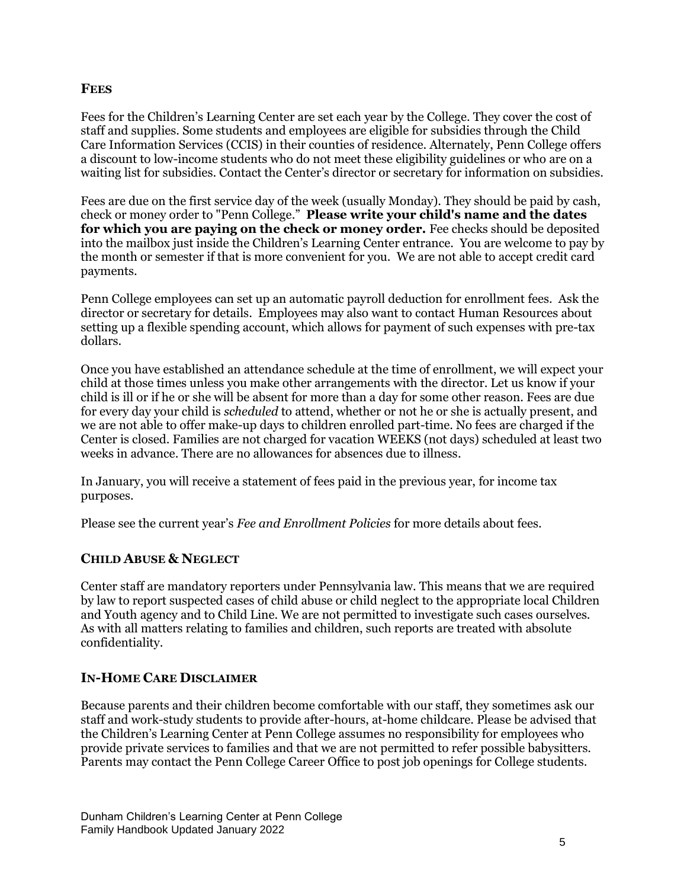## FEES

Fees for the Children's Learning Center are set each year by the College. They cover the cost of staff and supplies. Some students and employees are eligible for subsidies through the Child Care Information Services (CCIS) in their counties of residence. Alternately, Penn College offers a discount to low-income students who do not meet these eligibility guidelines or who are on a waiting list for subsidies. Contact the Center's director or secretary for information on subsidies.

Fees are due on the first service day of the week (usually Monday). They should be paid by cash, check or money order to "Penn College." **Please write your child's name and the dates for which you are paying on the check or money order.** Fee checks should be deposited into the mailbox just inside the Children's Learning Center entrance. You are welcome to pay by the month or semester if that is more convenient for you. We are not able to accept credit card payments.

Penn College employees can set up an automatic payroll deduction for enrollment fees. Ask the director or secretary for details. Employees may also want to contact Human Resources about setting up a flexible spending account, which allows for payment of such expenses with pre-tax dollars.

Once you have established an attendance schedule at the time of enrollment, we will expect your child at those times unless you make other arrangements with the director. Let us know if your child is ill or if he or she will be absent for more than a day for some other reason. Fees are due for every day your child is *scheduled* to attend, whether or not he or she is actually present, and we are not able to offer make-up days to children enrolled part-time. No fees are charged if the Center is closed. Families are not charged for vacation WEEKS (not days) scheduled at least two weeks in advance. There are no allowances for absences due to illness.

In January, you will receive a statement of fees paid in the previous year, for income tax purposes.

Please see the current year's *Fee and Enrollment Policies* for more details about fees.

## CHILD ABUSE & NEGLECT

Center staff are mandatory reporters under Pennsylvania law. This means that we are required by law to report suspected cases of child abuse or child neglect to the appropriate local Children and Youth agency and to Child Line. We are not permitted to investigate such cases ourselves. As with all matters relating to families and children, such reports are treated with absolute confidentiality.

## IN-HOME CARE DISCLAIMER

Because parents and their children become comfortable with our staff, they sometimes ask our staff and work-study students to provide after-hours, at-home childcare. Please be advised that the Children's Learning Center at Penn College assumes no responsibility for employees who provide private services to families and that we are not permitted to refer possible babysitters. Parents may contact the Penn College Career Office to post job openings for College students.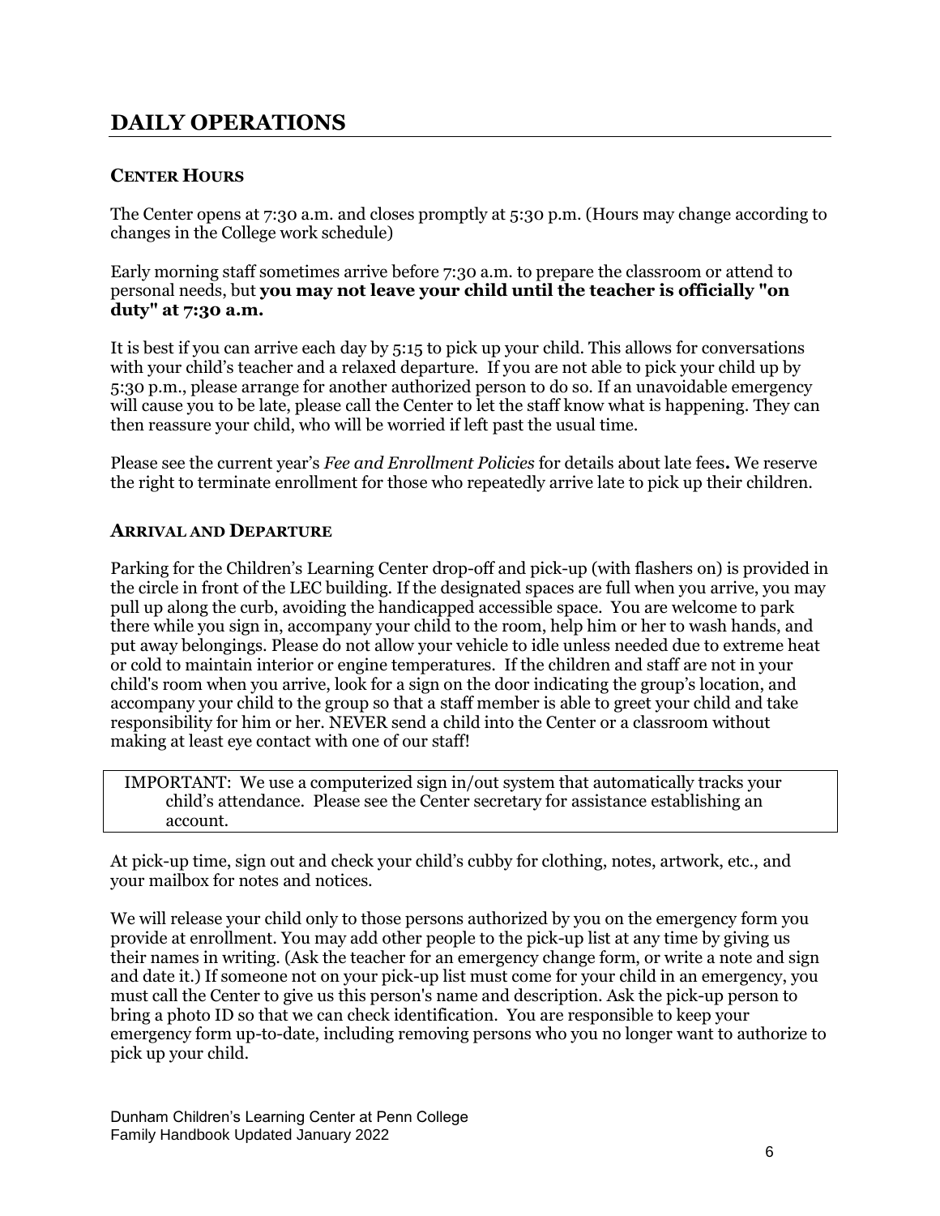# DAILY OPERATIONS

### CENTER HOURS

The Center opens at 7:30 a.m. and closes promptly at 5:30 p.m. (Hours may change according to changes in the College work schedule)

Early morning staff sometimes arrive before 7:30 a.m. to prepare the classroom or attend to personal needs, but **you may not leave your child until the teacher is officially "on duty" at 7:30 a.m.**

It is best if you can arrive each day by 5:15 to pick up your child. This allows for conversations with your child's teacher and a relaxed departure. If you are not able to pick your child up by 5:30 p.m., please arrange for another authorized person to do so. If an unavoidable emergency will cause you to be late, please call the Center to let the staff know what is happening. They can then reassure your child, who will be worried if left past the usual time.

Please see the current year's *Fee and Enrollment Policies* for details about late fees**.** We reserve the right to terminate enrollment for those who repeatedly arrive late to pick up their children.

### ARRIVAL AND DEPARTURE

Parking for the Children's Learning Center drop-off and pick-up (with flashers on) is provided in the circle in front of the LEC building. If the designated spaces are full when you arrive, you may pull up along the curb, avoiding the handicapped accessible space. You are welcome to park there while you sign in, accompany your child to the room, help him or her to wash hands, and put away belongings. Please do not allow your vehicle to idle unless needed due to extreme heat or cold to maintain interior or engine temperatures. If the children and staff are not in your child's room when you arrive, look for a sign on the door indicating the group's location, and accompany your child to the group so that a staff member is able to greet your child and take responsibility for him or her. NEVER send a child into the Center or a classroom without making at least eye contact with one of our staff!

IMPORTANT: We use a computerized sign in/out system that automatically tracks your child's attendance. Please see the Center secretary for assistance establishing an account.

At pick-up time, sign out and check your child's cubby for clothing, notes, artwork, etc., and your mailbox for notes and notices.

We will release your child only to those persons authorized by you on the emergency form you provide at enrollment. You may add other people to the pick-up list at any time by giving us their names in writing. (Ask the teacher for an emergency change form, or write a note and sign and date it.) If someone not on your pick-up list must come for your child in an emergency, you must call the Center to give us this person's name and description. Ask the pick-up person to bring a photo ID so that we can check identification. You are responsible to keep your emergency form up-to-date, including removing persons who you no longer want to authorize to pick up your child.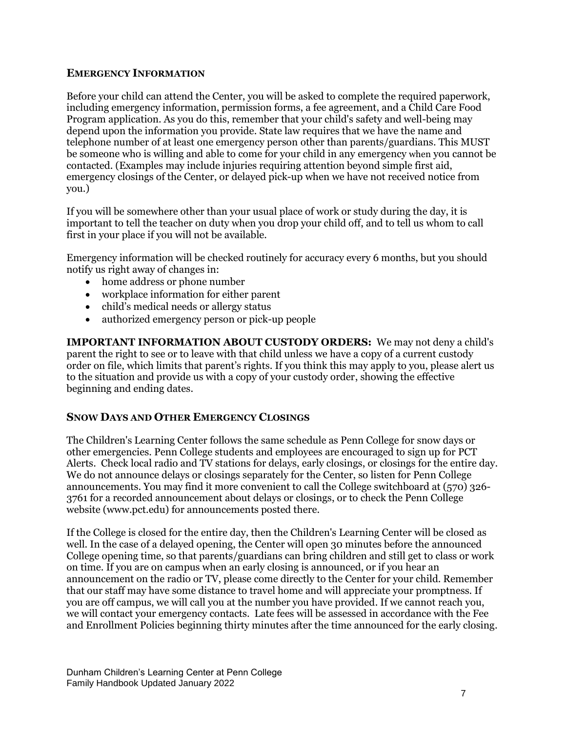## EMERGENCY INFORMATION

Before your child can attend the Center, you will be asked to complete the required paperwork, including emergency information, permission forms, a fee agreement, and a Child Care Food Program application. As you do this, remember that your child's safety and well-being may depend upon the information you provide. State law requires that we have the name and telephone number of at least one emergency person other than parents/guardians. This MUST be someone who is willing and able to come for your child in any emergency when you cannot be contacted. (Examples may include injuries requiring attention beyond simple first aid, emergency closings of the Center, or delayed pick-up when we have not received notice from you.)

If you will be somewhere other than your usual place of work or study during the day, it is important to tell the teacher on duty when you drop your child off, and to tell us whom to call first in your place if you will not be available.

Emergency information will be checked routinely for accuracy every 6 months, but you should notify us right away of changes in:

- home address or phone number
- workplace information for either parent
- child's medical needs or allergy status
- authorized emergency person or pick-up people

**IMPORTANT INFORMATION ABOUT CUSTODY ORDERS:** We may not deny a child's parent the right to see or to leave with that child unless we have a copy of a current custody order on file, which limits that parent's rights. If you think this may apply to you, please alert us to the situation and provide us with a copy of your custody order, showing the effective beginning and ending dates.

## SNOW DAYS AND OTHER EMERGENCY CLOSINGS

The Children's Learning Center follows the same schedule as Penn College for snow days or other emergencies. Penn College students and employees are encouraged to sign up for PCT Alerts. Check local radio and TV stations for delays, early closings, or closings for the entire day. We do not announce delays or closings separately for the Center, so listen for Penn College announcements. You may find it more convenient to call the College switchboard at (570) 326-3761 for a recorded announcement about delays or closings, or to check the Penn College website (www.pct.edu) for announcements posted there.

If the College is closed for the entire day, then the Children's Learning Center will be closed as well. In the case of a delayed opening, the Center will open 30 minutes before the announced College opening time, so that parents/guardians can bring children and still get to class or work on time. If you are on campus when an early closing is announced, or if you hear an announcement on the radio or TV, please come directly to the Center for your child. Remember that our staff may have some distance to travel home and will appreciate your promptness. If you are off campus, we will call you at the number you have provided. If we cannot reach you, we will contact your emergency contacts. Late fees will be assessed in accordance with the Fee and Enrollment Policies beginning thirty minutes after the time announced for the early closing.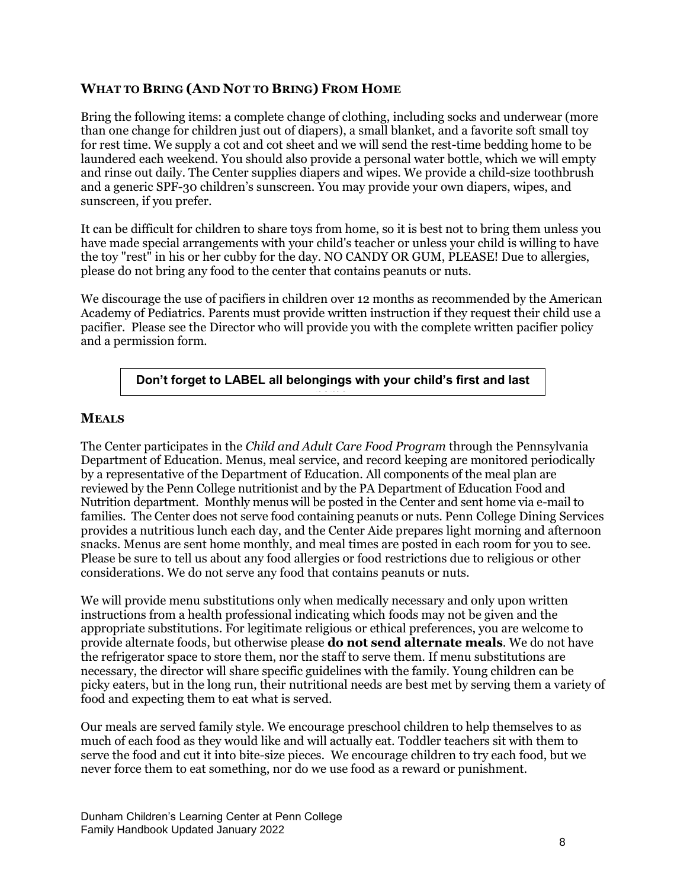## WHAT TO BRING (AND NOT TO BRING) FROM HOME

Bring the following items: a complete change of clothing, including socks and underwear (more than one change for children just out of diapers), a small blanket, and a favorite soft small toy for rest time. We supply a cot and cot sheet and we will send the rest-time bedding home to be laundered each weekend. You should also provide a personal water bottle, which we will empty and rinse out daily. The Center supplies diapers and wipes. We provide a child-size toothbrush and a generic SPF-30 children's sunscreen. You may provide your own diapers, wipes, and sunscreen, if you prefer.

It can be difficult for children to share toys from home, so it is best not to bring them unless you have made special arrangements with your child's teacher or unless your child is willing to have the toy "rest" in his or her cubby for the day. NO CANDY OR GUM, PLEASE! Due to allergies, please do not bring any food to the center that contains peanuts or nuts.

We discourage the use of pacifiers in children over 12 months as recommended by the American Academy of Pediatrics. Parents must provide written instruction if they request their child use a pacifier. Please see the Director who will provide you with the complete written pacifier policy and a permission form.

**Don't forget to LABEL all belongings with your child's first and last name**

## MEALS

The Center participates in the *Child and Adult Care Food Program* through the Pennsylvania Department of Education. Menus, meal service, and record keeping are monitored periodically by a representative of the Department of Education. All components of the meal plan are reviewed by the Penn College nutritionist and by the PA Department of Education Food and Nutrition department. Monthly menus will be posted in the Center and sent home via e-mail to families. The Center does not serve food containing peanuts or nuts. Penn College Dining Services provides a nutritious lunch each day, and the Center Aide prepares light morning and afternoon snacks. Menus are sent home monthly, and meal times are posted in each room for you to see. Please be sure to tell us about any food allergies or food restrictions due to religious or other considerations. We do not serve any food that contains peanuts or nuts.

We will provide menu substitutions only when medically necessary and only upon written instructions from a health professional indicating which foods may not be given and the appropriate substitutions. For legitimate religious or ethical preferences, you are welcome to provide alternate foods, but otherwise please **do not send alternate meals**. We do not have the refrigerator space to store them, nor the staff to serve them. If menu substitutions are necessary, the director will share specific guidelines with the family. Young children can be picky eaters, but in the long run, their nutritional needs are best met by serving them a variety of food and expecting them to eat what is served.

Our meals are served family style. We encourage preschool children to help themselves to as much of each food as they would like and will actually eat. Toddler teachers sit with them to serve the food and cut it into bite-size pieces. We encourage children to try each food, but we never force them to eat something, nor do we use food as a reward or punishment.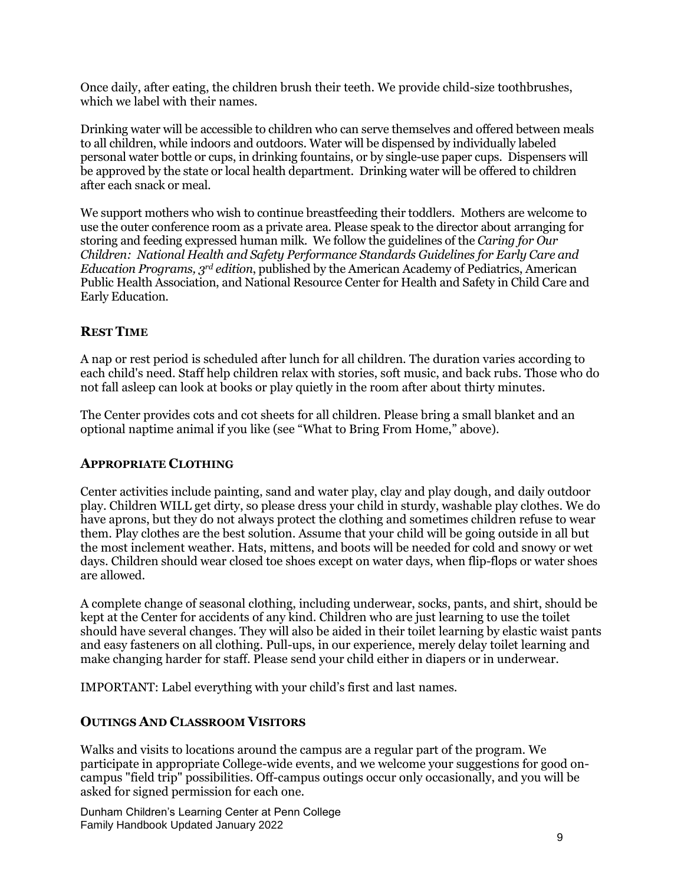Once daily, after eating, the children brush their teeth. We provide child-size toothbrushes, which we label with their names.

Drinking water will be accessible to children who can serve themselves and offered between meals to all children, while indoors and outdoors. Water will be dispensed by individually labeled personal water bottle or cups, in drinking fountains, or by single-use paper cups. Dispensers will be approved by the state or local health department. Drinking water will be offered to children after each snack or meal.

We support mothers who wish to continue breastfeeding their toddlers. Mothers are welcome to use the outer conference room as a private area. Please speak to the director about arranging for storing and feeding expressed human milk. We follow the guidelines of the *Caring for Our Children: National Health and Safety Performance Standards Guidelines for Early Care and Education Programs, 3rd edition*, published by the American Academy of Pediatrics, American Public Health Association, and National Resource Center for Health and Safety in Child Care and Early Education.

## REST TIME

A nap or rest period is scheduled after lunch for all children. The duration varies according to each child's need. Staff help children relax with stories, soft music, and back rubs. Those who do not fall asleep can look at books or play quietly in the room after about thirty minutes.

The Center provides cots and cot sheets for all children. Please bring a small blanket and an optional naptime animal if you like (see "What to Bring From Home," above).

## APPROPRIATE CLOTHING

Center activities include painting, sand and water play, clay and play dough, and daily outdoor play. Children WILL get dirty, so please dress your child in sturdy, washable play clothes. We do have aprons, but they do not always protect the clothing and sometimes children refuse to wear them. Play clothes are the best solution. Assume that your child will be going outside in all but the most inclement weather. Hats, mittens, and boots will be needed for cold and snowy or wet days. Children should wear closed toe shoes except on water days, when flip-flops or water shoes are allowed.

A complete change of seasonal clothing, including underwear, socks, pants, and shirt, should be kept at the Center for accidents of any kind. Children who are just learning to use the toilet should have several changes. They will also be aided in their toilet learning by elastic waist pants and easy fasteners on all clothing. Pull-ups, in our experience, merely delay toilet learning and make changing harder for staff. Please send your child either in diapers or in underwear.

IMPORTANT: Label everything with your child's first and last names.

## OUTINGS AND CLASSROOM VISITORS

Walks and visits to locations around the campus are a regular part of the program. We participate in appropriate College-wide events, and we welcome your suggestions for good on-campus "field trip" possibilities. Off-campus outings occur only occasionally, and you will be asked for signed permission for each one.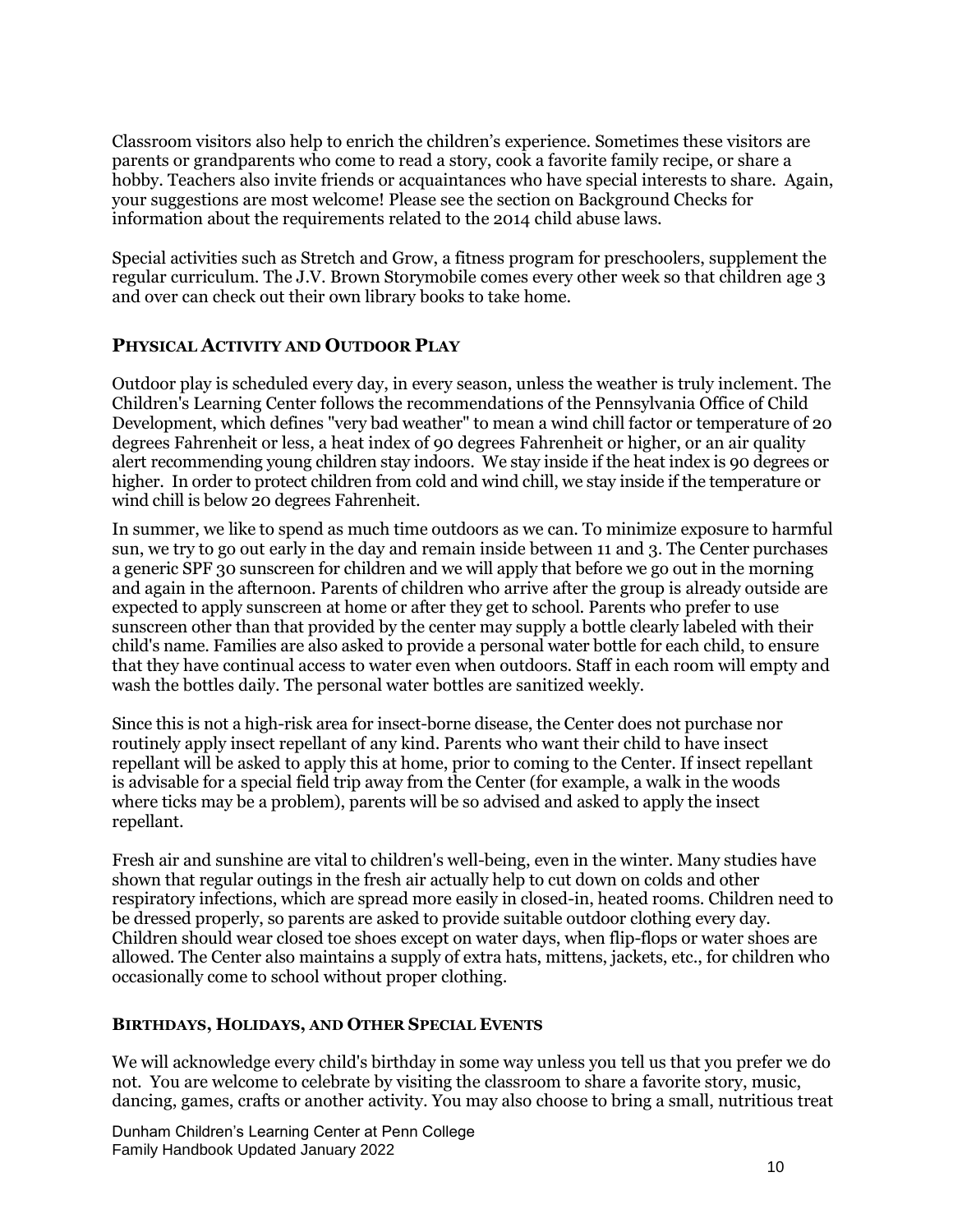Classroom visitors also help to enrich the children's experience. Sometimes these visitors are parents or grandparents who come to read a story, cook a favorite family recipe, or share a hobby. Teachers also invite friends or acquaintances who have special interests to share. Again, your suggestions are most welcome! Please see the section on Background Checks for information about the requirements related to the 2014 child abuse laws.

Special activities such as Stretch and Grow, a fitness program for preschoolers, supplement the regular curriculum. The J.V. Brown Storymobile comes every other week so that children age 3 and over can check out their own library books to take home.

## PHYSICAL ACTIVITY AND OUTDOOR PLAY

Outdoor play is scheduled every day, in every season, unless the weather is truly inclement. The Children's Learning Center follows the recommendations of the Pennsylvania Office of Child Development, which defines "very bad weather" to mean a wind chill factor or temperature of 20 degrees Fahrenheit or less, a heat index of 90 degrees Fahrenheit or higher, or an air quality alert recommending young children stay indoors. We stay inside if the heat index is 90 degrees or higher. In order to protect children from cold and wind chill, we stay inside if the temperature or wind chill is below 20 degrees Fahrenheit.

In summer, we like to spend as much time outdoors as we can. To minimize exposure to harmful sun, we try to go out early in the day and remain inside between 11 and 3. The Center purchases a generic SPF 30 sunscreen for children and we will apply that before we go out in the morning and again in the afternoon. Parents of children who arrive after the group is already outside are expected to apply sunscreen at home or after they get to school. Parents who prefer to use sunscreen other than that provided by the center may supply a bottle clearly labeled with their child's name. Families are also asked to provide a personal water bottle for each child, to ensure that they have continual access to water even when outdoors. Staff in each room will empty and wash the bottles daily. The personal water bottles are sanitized weekly.

Since this is not a high-risk area for insect-borne disease, the Center does not purchase nor routinely apply insect repellant of any kind. Parents who want their child to have insect repellant will be asked to apply this at home, prior to coming to the Center. If insect repellant is advisable for a special field trip away from the Center (for example, a walk in the woods where ticks may be a problem), parents will be so advised and asked to apply the insect repellant.

Fresh air and sunshine are vital to children's well-being, even in the winter. Many studies have shown that regular outings in the fresh air actually help to cut down on colds and other respiratory infections, which are spread more easily in closed-in, heated rooms. Children need to be dressed properly, so parents are asked to provide suitable outdoor clothing every day. Children should wear closed toe shoes except on water days, when flip-flops or water shoes are allowed. The Center also maintains a supply of extra hats, mittens, jackets, etc., for children who occasionally come to school without proper clothing.

### BIRTHDAYS, HOLIDAYS, AND OTHER SPECIAL EVENTS

We will acknowledge every child's birthday in some way unless you tell us that you prefer we do not. You are welcome to celebrate by visiting the classroom to share a favorite story, music, dancing, games, crafts or another activity. You may also choose to bring a small, nutritious treat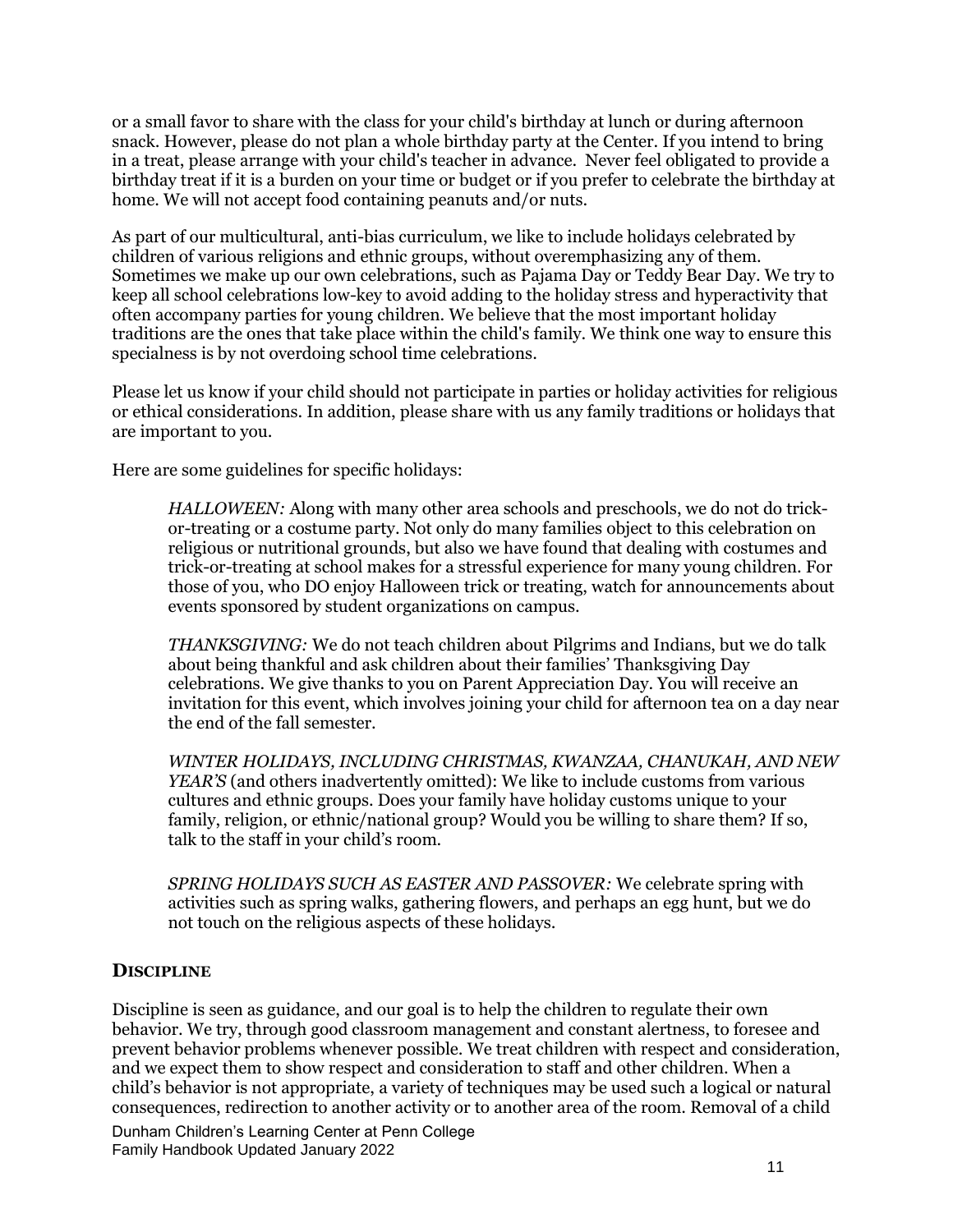or a small favor to share with the class for your child's birthday at lunch or during afternoon snack. However, please do not plan a whole birthday party at the Center. If you intend to bring in a treat, please arrange with your child's teacher in advance. Never feel obligated to provide a birthday treat if it is a burden on your time or budget or if you prefer to celebrate the birthday at home. We will not accept food containing peanuts and/or nuts.

As part of our multicultural, anti-bias curriculum, we like to include holidays celebrated by children of various religions and ethnic groups, without overemphasizing any of them. Sometimes we make up our own celebrations, such as Pajama Day or Teddy Bear Day. We try to keep all school celebrations low-key to avoid adding to the holiday stress and hyperactivity that often accompany parties for young children. We believe that the most important holiday traditions are the ones that take place within the child's family. We think one way to ensure this specialness is by not overdoing school time celebrations.

Please let us know if your child should not participate in parties or holiday activities for religious or ethical considerations. In addition, please share with us any family traditions or holidays that are important to you.

Here are some guidelines for specific holidays:

> *HALLOWEEN:* Along with many other area schools and preschools, we do not do trick-or-treating or a costume party. Not only do many families object to this celebration on religious or nutritional grounds, but also we have found that dealing with costumes and trick-or-treating at school makes for a stressful experience for many young children. For those of you, who DO enjoy Halloween trick or treating, watch for announcements about events sponsored by student organizations on campus.
>
> *THANKSGIVING:* We do not teach children about Pilgrims and Indians, but we do talk about being thankful and ask children about their families' Thanksgiving Day celebrations. We give thanks to you on Parent Appreciation Day. You will receive an invitation for this event, which involves joining your child for afternoon tea on a day near the end of the fall semester.
>
> *WINTER HOLIDAYS, INCLUDING CHRISTMAS, KWANZAA, CHANUKAH, AND NEW YEAR'S* (and others inadvertently omitted): We like to include customs from various cultures and ethnic groups. Does your family have holiday customs unique to your family, religion, or ethnic/national group? Would you be willing to share them? If so, talk to the staff in your child's room.
>
> *SPRING HOLIDAYS SUCH AS EASTER AND PASSOVER:* We celebrate spring with activities such as spring walks, gathering flowers, and perhaps an egg hunt, but we do not touch on the religious aspects of these holidays.

## DISCIPLINE

Discipline is seen as guidance, and our goal is to help the children to regulate their own behavior. We try, through good classroom management and constant alertness, to foresee and prevent behavior problems whenever possible. We treat children with respect and consideration, and we expect them to show respect and consideration to staff and other children. When a child's behavior is not appropriate, a variety of techniques may be used such a logical or natural consequences, redirection to another activity or to another area of the room. Removal of a child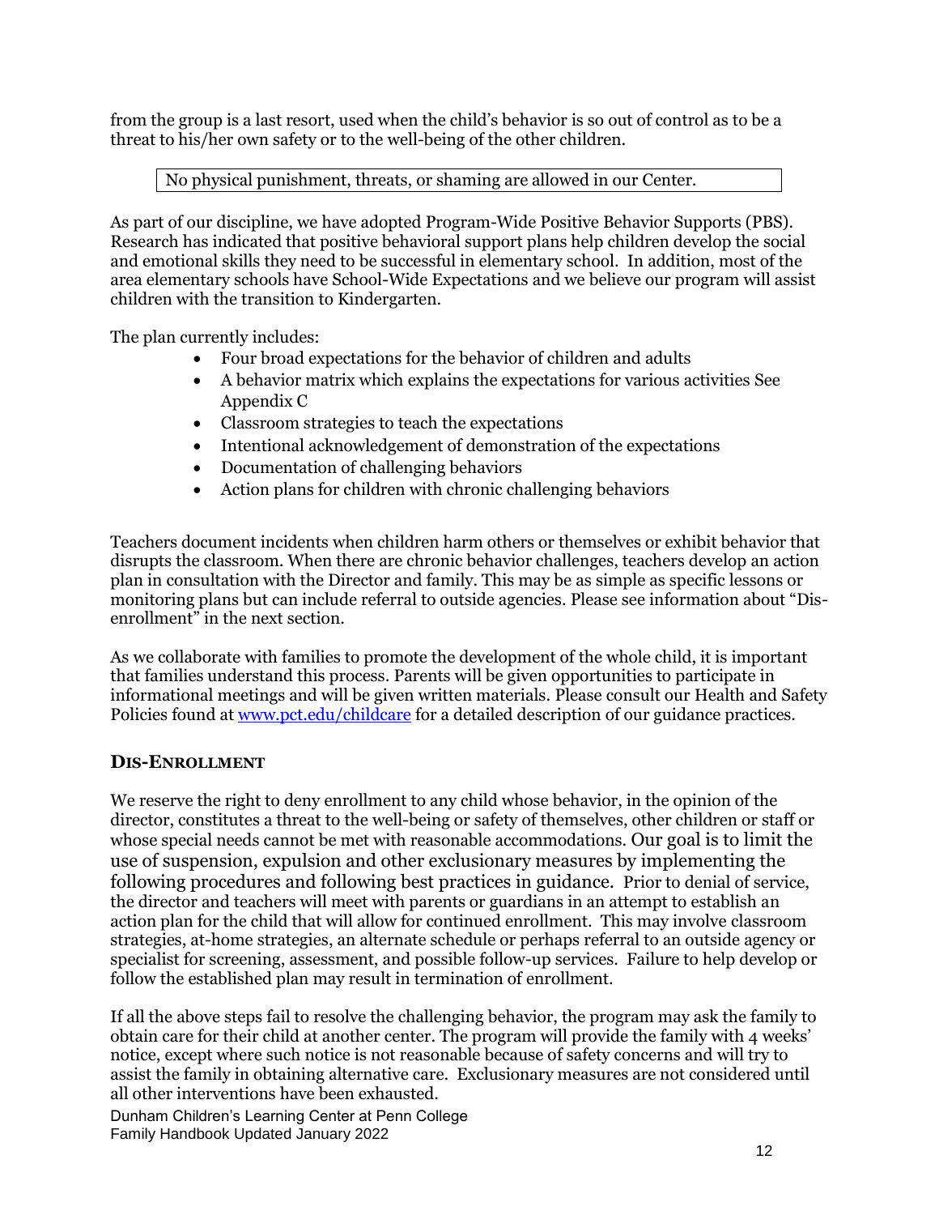from the group is a last resort, used when the child's behavior is so out of control as to be a threat to his/her own safety or to the well-being of the other children.

| No physical punishment, threats, or shaming are allowed in our Center. |
|---|

As part of our discipline, we have adopted Program-Wide Positive Behavior Supports (PBS). Research has indicated that positive behavioral support plans help children develop the social and emotional skills they need to be successful in elementary school. In addition, most of the area elementary schools have School-Wide Expectations and we believe our program will assist children with the transition to Kindergarten.

The plan currently includes:

- Four broad expectations for the behavior of children and adults
- A behavior matrix which explains the expectations for various activities See Appendix C
- Classroom strategies to teach the expectations
- Intentional acknowledgement of demonstration of the expectations
- Documentation of challenging behaviors
- Action plans for children with chronic challenging behaviors

Teachers document incidents when children harm others or themselves or exhibit behavior that disrupts the classroom. When there are chronic behavior challenges, teachers develop an action plan in consultation with the Director and family. This may be as simple as specific lessons or monitoring plans but can include referral to outside agencies. Please see information about "Dis-enrollment" in the next section.

As we collaborate with families to promote the development of the whole child, it is important that families understand this process. Parents will be given opportunities to participate in informational meetings and will be given written materials. Please consult our Health and Safety Policies found at [www.pct.edu/childcare](http://www.pct.edu/childcare) for a detailed description of our guidance practices.

## DIS-ENROLLMENT

We reserve the right to deny enrollment to any child whose behavior, in the opinion of the director, constitutes a threat to the well-being or safety of themselves, other children or staff or whose special needs cannot be met with reasonable accommodations. Our goal is to limit the use of suspension, expulsion and other exclusionary measures by implementing the following procedures and following best practices in guidance. Prior to denial of service, the director and teachers will meet with parents or guardians in an attempt to establish an action plan for the child that will allow for continued enrollment. This may involve classroom strategies, at-home strategies, an alternate schedule or perhaps referral to an outside agency or specialist for screening, assessment, and possible follow-up services. Failure to help develop or follow the established plan may result in termination of enrollment.

If all the above steps fail to resolve the challenging behavior, the program may ask the family to obtain care for their child at another center. The program will provide the family with 4 weeks' notice, except where such notice is not reasonable because of safety concerns and will try to assist the family in obtaining alternative care. Exclusionary measures are not considered until all other interventions have been exhausted.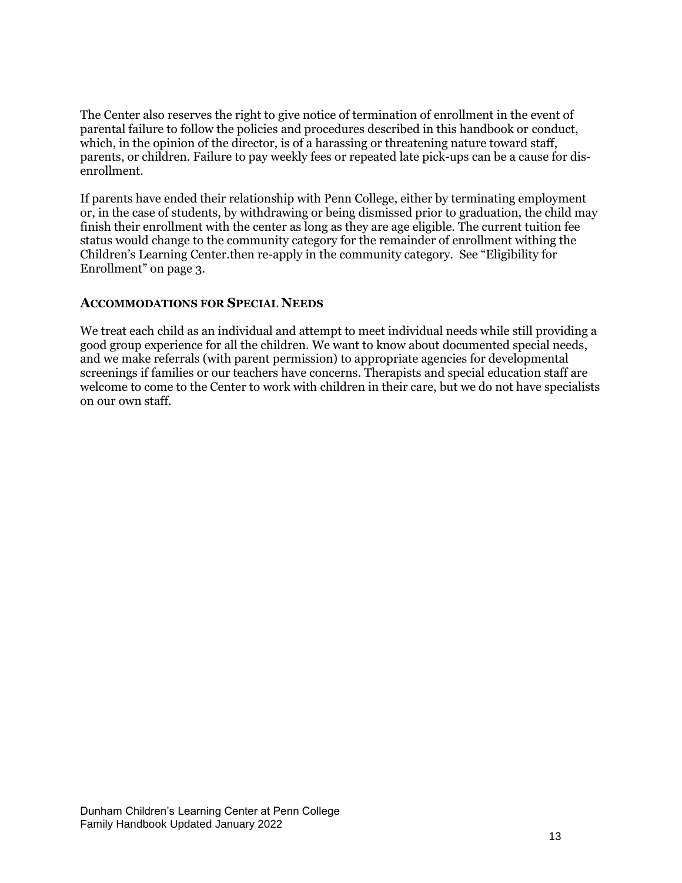The Center also reserves the right to give notice of termination of enrollment in the event of parental failure to follow the policies and procedures described in this handbook or conduct, which, in the opinion of the director, is of a harassing or threatening nature toward staff, parents, or children. Failure to pay weekly fees or repeated late pick-ups can be a cause for dis-enrollment.

If parents have ended their relationship with Penn College, either by terminating employment or, in the case of students, by withdrawing or being dismissed prior to graduation, the child may finish their enrollment with the center as long as they are age eligible. The current tuition fee status would change to the community category for the remainder of enrollment withing the Children's Learning Center.then re-apply in the community category. See "Eligibility for Enrollment" on page 3.

### ACCOMMODATIONS FOR SPECIAL NEEDS

We treat each child as an individual and attempt to meet individual needs while still providing a good group experience for all the children. We want to know about documented special needs, and we make referrals (with parent permission) to appropriate agencies for developmental screenings if families or our teachers have concerns. Therapists and special education staff are welcome to come to the Center to work with children in their care, but we do not have specialists on our own staff.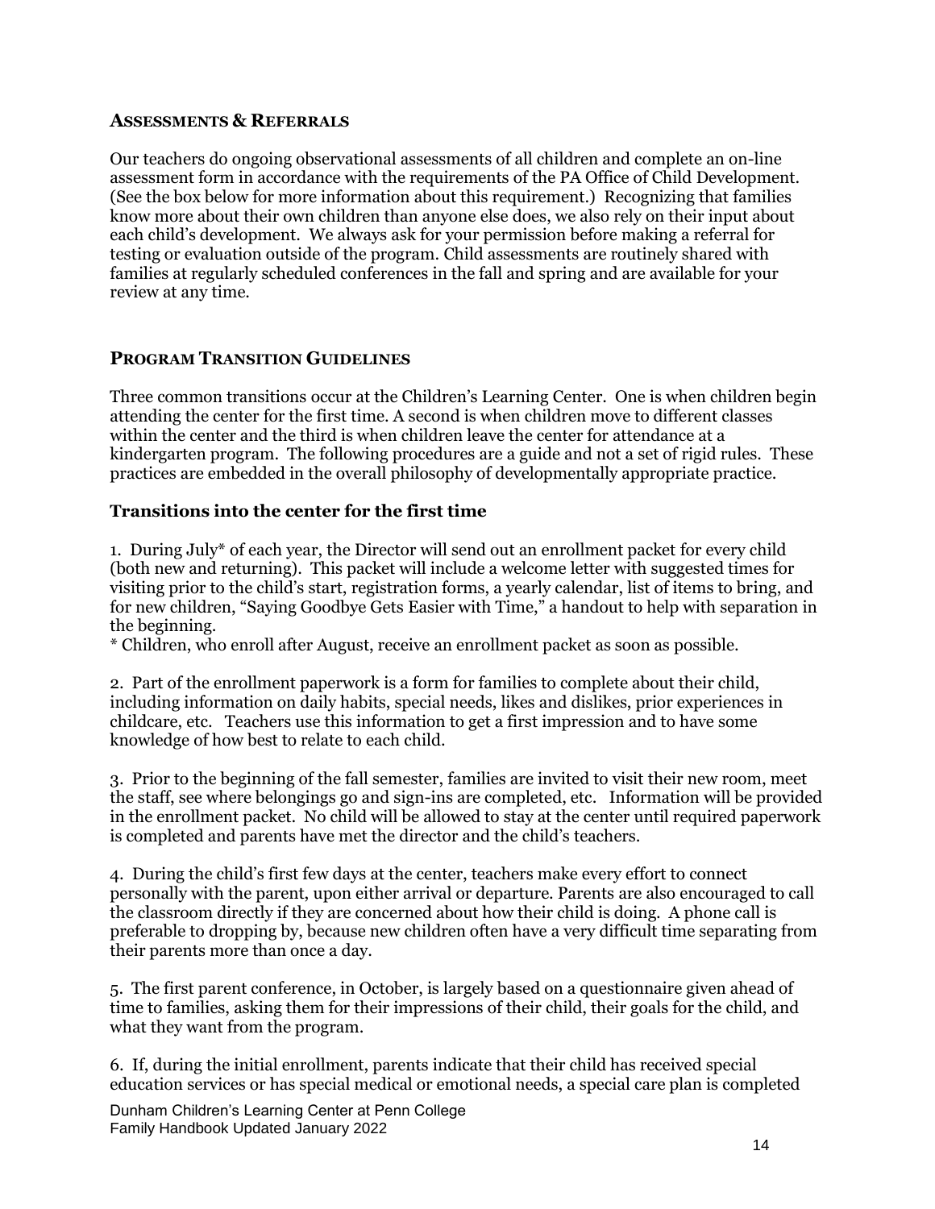## ASSESSMENTS & REFERRALS

Our teachers do ongoing observational assessments of all children and complete an on-line assessment form in accordance with the requirements of the PA Office of Child Development. (See the box below for more information about this requirement.) Recognizing that families know more about their own children than anyone else does, we also rely on their input about each child's development. We always ask for your permission before making a referral for testing or evaluation outside of the program. Child assessments are routinely shared with families at regularly scheduled conferences in the fall and spring and are available for your review at any time.

## PROGRAM TRANSITION GUIDELINES

Three common transitions occur at the Children's Learning Center. One is when children begin attending the center for the first time. A second is when children move to different classes within the center and the third is when children leave the center for attendance at a kindergarten program. The following procedures are a guide and not a set of rigid rules. These practices are embedded in the overall philosophy of developmentally appropriate practice.

### Transitions into the center for the first time

1. During July* of each year, the Director will send out an enrollment packet for every child (both new and returning). This packet will include a welcome letter with suggested times for visiting prior to the child's start, registration forms, a yearly calendar, list of items to bring, and for new children, "Saying Goodbye Gets Easier with Time," a handout to help with separation in the beginning.

\* Children, who enroll after August, receive an enrollment packet as soon as possible.

2. Part of the enrollment paperwork is a form for families to complete about their child, including information on daily habits, special needs, likes and dislikes, prior experiences in childcare, etc. Teachers use this information to get a first impression and to have some knowledge of how best to relate to each child.

3. Prior to the beginning of the fall semester, families are invited to visit their new room, meet the staff, see where belongings go and sign-ins are completed, etc. Information will be provided in the enrollment packet. No child will be allowed to stay at the center until required paperwork is completed and parents have met the director and the child's teachers.

4. During the child's first few days at the center, teachers make every effort to connect personally with the parent, upon either arrival or departure. Parents are also encouraged to call the classroom directly if they are concerned about how their child is doing. A phone call is preferable to dropping by, because new children often have a very difficult time separating from their parents more than once a day.

5. The first parent conference, in October, is largely based on a questionnaire given ahead of time to families, asking them for their impressions of their child, their goals for the child, and what they want from the program.

6. If, during the initial enrollment, parents indicate that their child has received special education services or has special medical or emotional needs, a special care plan is completed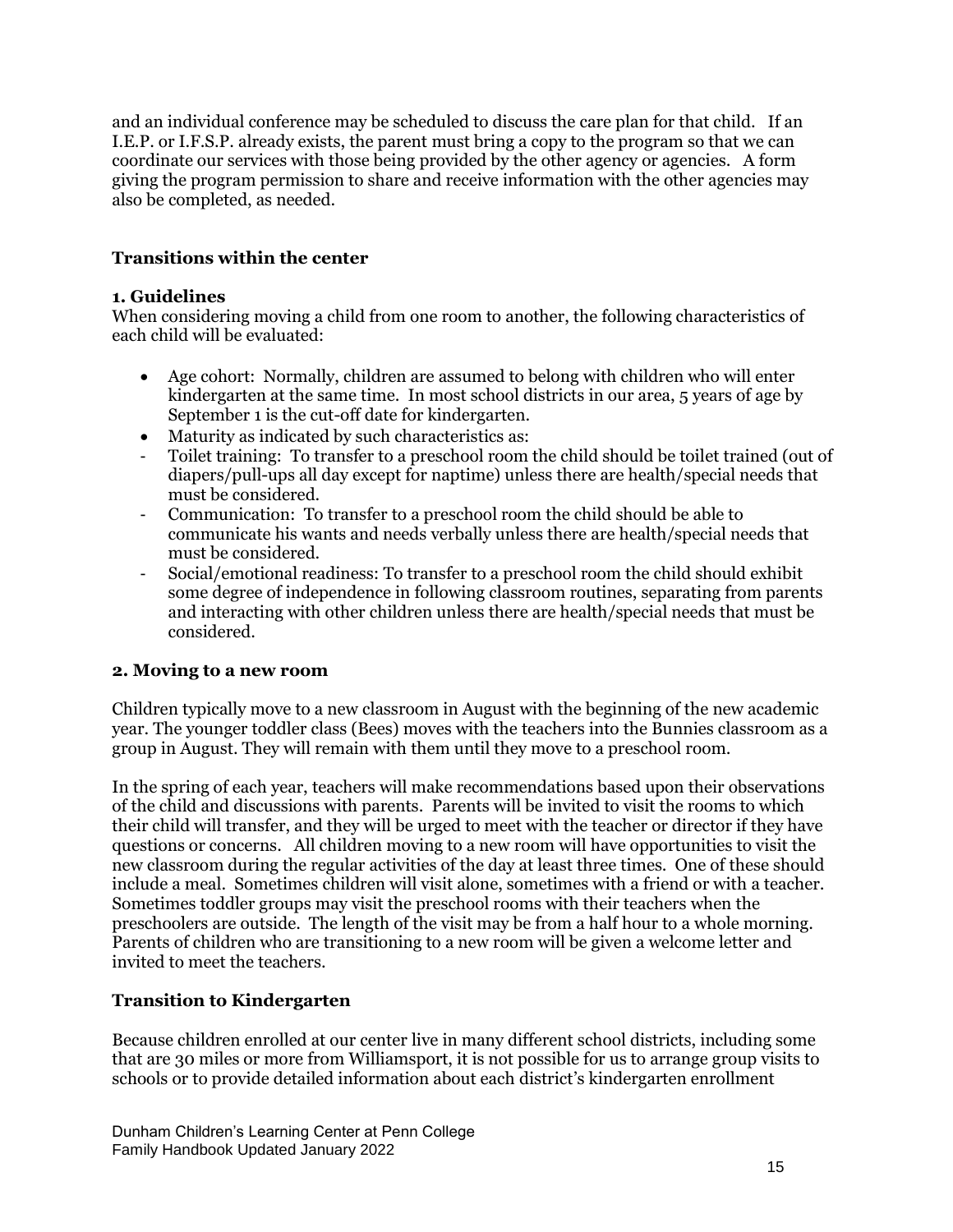and an individual conference may be scheduled to discuss the care plan for that child. If an I.E.P. or I.F.S.P. already exists, the parent must bring a copy to the program so that we can coordinate our services with those being provided by the other agency or agencies. A form giving the program permission to share and receive information with the other agencies may also be completed, as needed.

## Transitions within the center

### 1. Guidelines

When considering moving a child from one room to another, the following characteristics of each child will be evaluated:

- Age cohort: Normally, children are assumed to belong with children who will enter kindergarten at the same time. In most school districts in our area, 5 years of age by September 1 is the cut-off date for kindergarten.
- Maturity as indicated by such characteristics as:
  - Toilet training: To transfer to a preschool room the child should be toilet trained (out of diapers/pull-ups all day except for naptime) unless there are health/special needs that must be considered.
  - Communication: To transfer to a preschool room the child should be able to communicate his wants and needs verbally unless there are health/special needs that must be considered.
  - Social/emotional readiness: To transfer to a preschool room the child should exhibit some degree of independence in following classroom routines, separating from parents and interacting with other children unless there are health/special needs that must be considered.

### 2. Moving to a new room

Children typically move to a new classroom in August with the beginning of the new academic year. The younger toddler class (Bees) moves with the teachers into the Bunnies classroom as a group in August. They will remain with them until they move to a preschool room.

In the spring of each year, teachers will make recommendations based upon their observations of the child and discussions with parents. Parents will be invited to visit the rooms to which their child will transfer, and they will be urged to meet with the teacher or director if they have questions or concerns. All children moving to a new room will have opportunities to visit the new classroom during the regular activities of the day at least three times. One of these should include a meal. Sometimes children will visit alone, sometimes with a friend or with a teacher. Sometimes toddler groups may visit the preschool rooms with their teachers when the preschoolers are outside. The length of the visit may be from a half hour to a whole morning. Parents of children who are transitioning to a new room will be given a welcome letter and invited to meet the teachers.

## Transition to Kindergarten

Because children enrolled at our center live in many different school districts, including some that are 30 miles or more from Williamsport, it is not possible for us to arrange group visits to schools or to provide detailed information about each district's kindergarten enrollment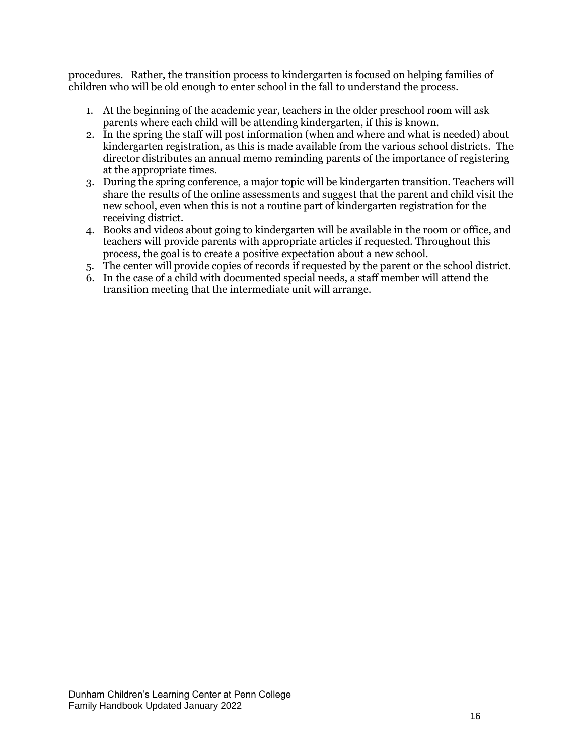procedures.   Rather, the transition process to kindergarten is focused on helping families of children who will be old enough to enter school in the fall to understand the process.

1. At the beginning of the academic year, teachers in the older preschool room will ask parents where each child will be attending kindergarten, if this is known.
2. In the spring the staff will post information (when and where and what is needed) about kindergarten registration, as this is made available from the various school districts.  The director distributes an annual memo reminding parents of the importance of registering at the appropriate times.
3. During the spring conference, a major topic will be kindergarten transition. Teachers will share the results of the online assessments and suggest that the parent and child visit the new school, even when this is not a routine part of kindergarten registration for the receiving district.
4. Books and videos about going to kindergarten will be available in the room or office, and teachers will provide parents with appropriate articles if requested. Throughout this process, the goal is to create a positive expectation about a new school.
5. The center will provide copies of records if requested by the parent or the school district.
6. In the case of a child with documented special needs, a staff member will attend the transition meeting that the intermediate unit will arrange.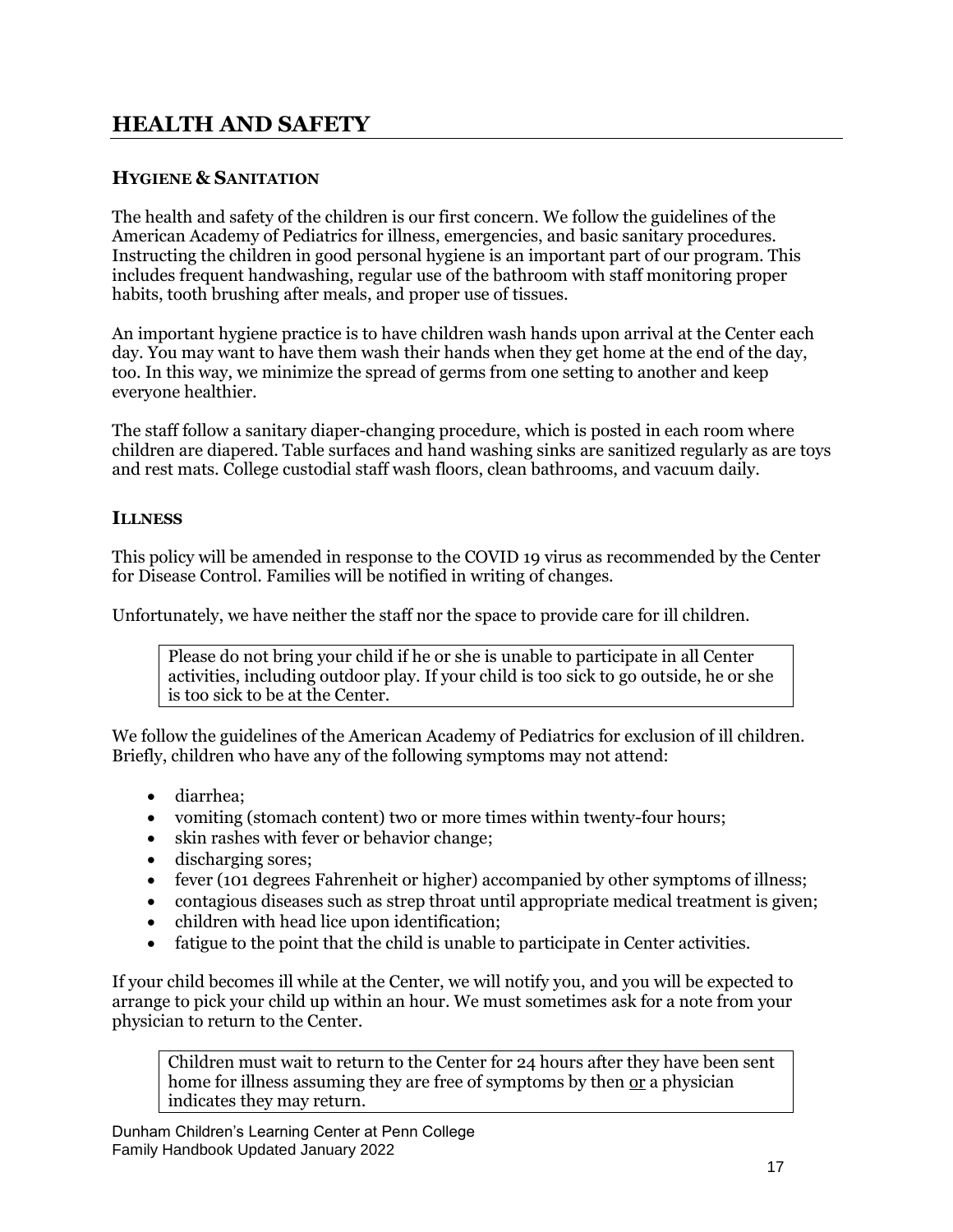# HEALTH AND SAFETY

### HYGIENE & SANITATION

The health and safety of the children is our first concern. We follow the guidelines of the American Academy of Pediatrics for illness, emergencies, and basic sanitary procedures. Instructing the children in good personal hygiene is an important part of our program. This includes frequent handwashing, regular use of the bathroom with staff monitoring proper habits, tooth brushing after meals, and proper use of tissues.

An important hygiene practice is to have children wash hands upon arrival at the Center each day. You may want to have them wash their hands when they get home at the end of the day, too. In this way, we minimize the spread of germs from one setting to another and keep everyone healthier.

The staff follow a sanitary diaper-changing procedure, which is posted in each room where children are diapered. Table surfaces and hand washing sinks are sanitized regularly as are toys and rest mats. College custodial staff wash floors, clean bathrooms, and vacuum daily.

### ILLNESS

This policy will be amended in response to the COVID 19 virus as recommended by the Center for Disease Control. Families will be notified in writing of changes.

Unfortunately, we have neither the staff nor the space to provide care for ill children.

> Please do not bring your child if he or she is unable to participate in all Center activities, including outdoor play. If your child is too sick to go outside, he or she is too sick to be at the Center.

We follow the guidelines of the American Academy of Pediatrics for exclusion of ill children. Briefly, children who have any of the following symptoms may not attend:

- diarrhea;
- vomiting (stomach content) two or more times within twenty-four hours;
- skin rashes with fever or behavior change;
- discharging sores;
- fever (101 degrees Fahrenheit or higher) accompanied by other symptoms of illness;
- contagious diseases such as strep throat until appropriate medical treatment is given;
- children with head lice upon identification;
- fatigue to the point that the child is unable to participate in Center activities.

If your child becomes ill while at the Center, we will notify you, and you will be expected to arrange to pick your child up within an hour. We must sometimes ask for a note from your physician to return to the Center.

> Children must wait to return to the Center for 24 hours after they have been sent home for illness assuming they are free of symptoms by then <u>or</u> a physician indicates they may return.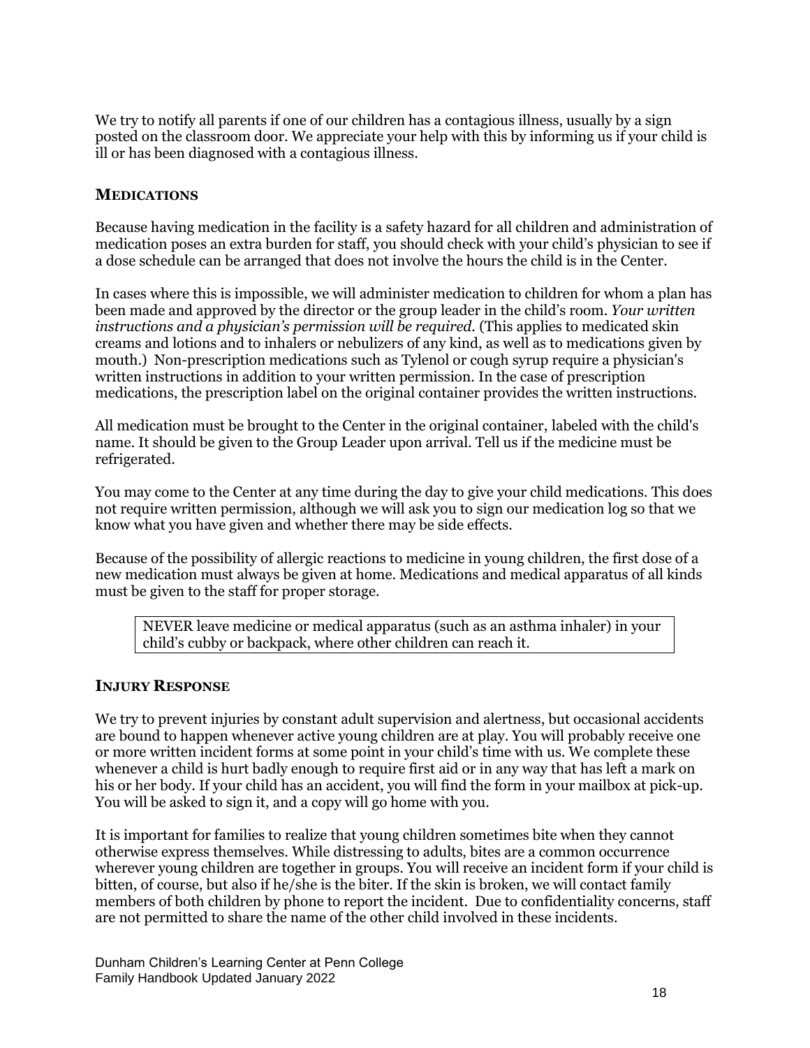We try to notify all parents if one of our children has a contagious illness, usually by a sign posted on the classroom door. We appreciate your help with this by informing us if your child is ill or has been diagnosed with a contagious illness.

## MEDICATIONS

Because having medication in the facility is a safety hazard for all children and administration of medication poses an extra burden for staff, you should check with your child's physician to see if a dose schedule can be arranged that does not involve the hours the child is in the Center.

In cases where this is impossible, we will administer medication to children for whom a plan has been made and approved by the director or the group leader in the child's room. *Your written instructions and a physician's permission will be required.* (This applies to medicated skin creams and lotions and to inhalers or nebulizers of any kind, as well as to medications given by mouth.) Non-prescription medications such as Tylenol or cough syrup require a physician's written instructions in addition to your written permission. In the case of prescription medications, the prescription label on the original container provides the written instructions.

All medication must be brought to the Center in the original container, labeled with the child's name. It should be given to the Group Leader upon arrival. Tell us if the medicine must be refrigerated.

You may come to the Center at any time during the day to give your child medications. This does not require written permission, although we will ask you to sign our medication log so that we know what you have given and whether there may be side effects.

Because of the possibility of allergic reactions to medicine in young children, the first dose of a new medication must always be given at home. Medications and medical apparatus of all kinds must be given to the staff for proper storage.

> NEVER leave medicine or medical apparatus (such as an asthma inhaler) in your child's cubby or backpack, where other children can reach it.

## INJURY RESPONSE

We try to prevent injuries by constant adult supervision and alertness, but occasional accidents are bound to happen whenever active young children are at play. You will probably receive one or more written incident forms at some point in your child's time with us. We complete these whenever a child is hurt badly enough to require first aid or in any way that has left a mark on his or her body. If your child has an accident, you will find the form in your mailbox at pick-up. You will be asked to sign it, and a copy will go home with you.

It is important for families to realize that young children sometimes bite when they cannot otherwise express themselves. While distressing to adults, bites are a common occurrence wherever young children are together in groups. You will receive an incident form if your child is bitten, of course, but also if he/she is the biter. If the skin is broken, we will contact family members of both children by phone to report the incident. Due to confidentiality concerns, staff are not permitted to share the name of the other child involved in these incidents.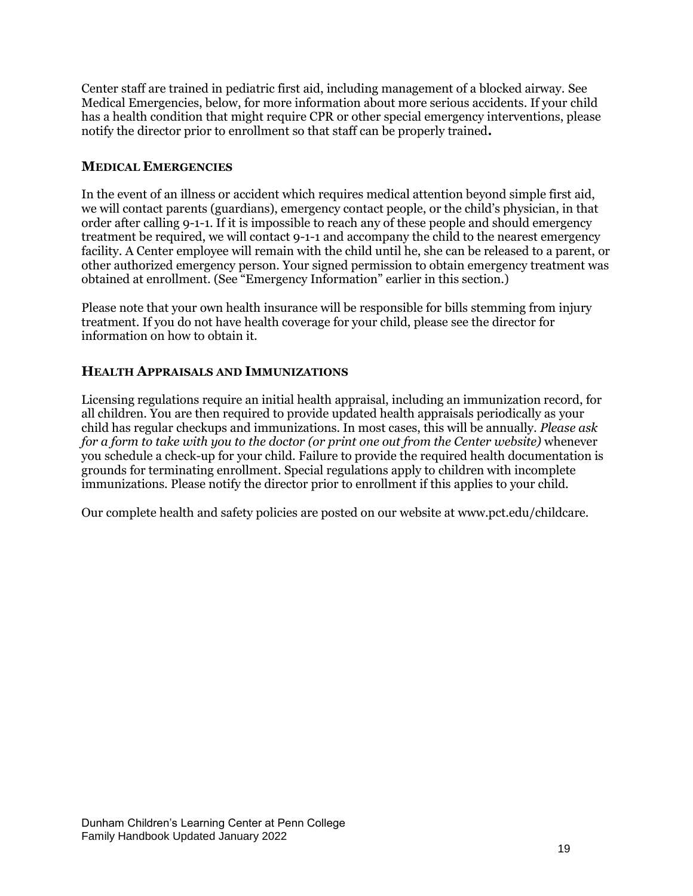Center staff are trained in pediatric first aid, including management of a blocked airway. See Medical Emergencies, below, for more information about more serious accidents. If your child has a health condition that might require CPR or other special emergency interventions, please notify the director prior to enrollment so that staff can be properly trained**.**

### MEDICAL EMERGENCIES

In the event of an illness or accident which requires medical attention beyond simple first aid, we will contact parents (guardians), emergency contact people, or the child's physician, in that order after calling 9-1-1. If it is impossible to reach any of these people and should emergency treatment be required, we will contact 9-1-1 and accompany the child to the nearest emergency facility. A Center employee will remain with the child until he, she can be released to a parent, or other authorized emergency person. Your signed permission to obtain emergency treatment was obtained at enrollment. (See "Emergency Information" earlier in this section.)

Please note that your own health insurance will be responsible for bills stemming from injury treatment. If you do not have health coverage for your child, please see the director for information on how to obtain it.

### HEALTH APPRAISALS AND IMMUNIZATIONS

Licensing regulations require an initial health appraisal, including an immunization record, for all children. You are then required to provide updated health appraisals periodically as your child has regular checkups and immunizations. In most cases, this will be annually. *Please ask for a form to take with you to the doctor (or print one out from the Center website)* whenever you schedule a check-up for your child. Failure to provide the required health documentation is grounds for terminating enrollment. Special regulations apply to children with incomplete immunizations. Please notify the director prior to enrollment if this applies to your child.

Our complete health and safety policies are posted on our website at www.pct.edu/childcare.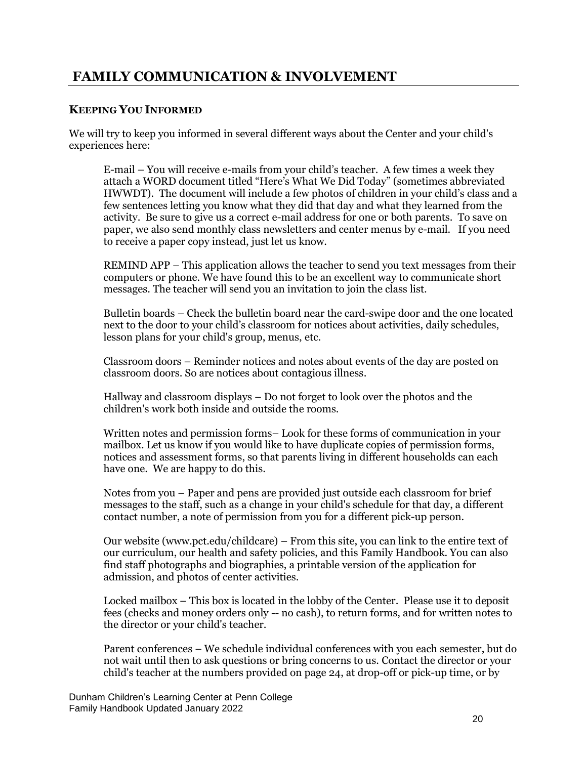# FAMILY COMMUNICATION & INVOLVEMENT

## KEEPING YOU INFORMED

We will try to keep you informed in several different ways about the Center and your child's experiences here:

E-mail – You will receive e-mails from your child's teacher. A few times a week they attach a WORD document titled "Here's What We Did Today" (sometimes abbreviated HWWDT). The document will include a few photos of children in your child's class and a few sentences letting you know what they did that day and what they learned from the activity. Be sure to give us a correct e-mail address for one or both parents. To save on paper, we also send monthly class newsletters and center menus by e-mail. If you need to receive a paper copy instead, just let us know.

REMIND APP – This application allows the teacher to send you text messages from their computers or phone. We have found this to be an excellent way to communicate short messages. The teacher will send you an invitation to join the class list.

Bulletin boards – Check the bulletin board near the card-swipe door and the one located next to the door to your child's classroom for notices about activities, daily schedules, lesson plans for your child's group, menus, etc.

Classroom doors – Reminder notices and notes about events of the day are posted on classroom doors. So are notices about contagious illness.

Hallway and classroom displays – Do not forget to look over the photos and the children's work both inside and outside the rooms.

Written notes and permission forms– Look for these forms of communication in your mailbox. Let us know if you would like to have duplicate copies of permission forms, notices and assessment forms, so that parents living in different households can each have one. We are happy to do this.

Notes from you – Paper and pens are provided just outside each classroom for brief messages to the staff, such as a change in your child's schedule for that day, a different contact number, a note of permission from you for a different pick-up person.

Our website (www.pct.edu/childcare) – From this site, you can link to the entire text of our curriculum, our health and safety policies, and this Family Handbook. You can also find staff photographs and biographies, a printable version of the application for admission, and photos of center activities.

Locked mailbox – This box is located in the lobby of the Center. Please use it to deposit fees (checks and money orders only -- no cash), to return forms, and for written notes to the director or your child's teacher.

Parent conferences – We schedule individual conferences with you each semester, but do not wait until then to ask questions or bring concerns to us. Contact the director or your child's teacher at the numbers provided on page 24, at drop-off or pick-up time, or by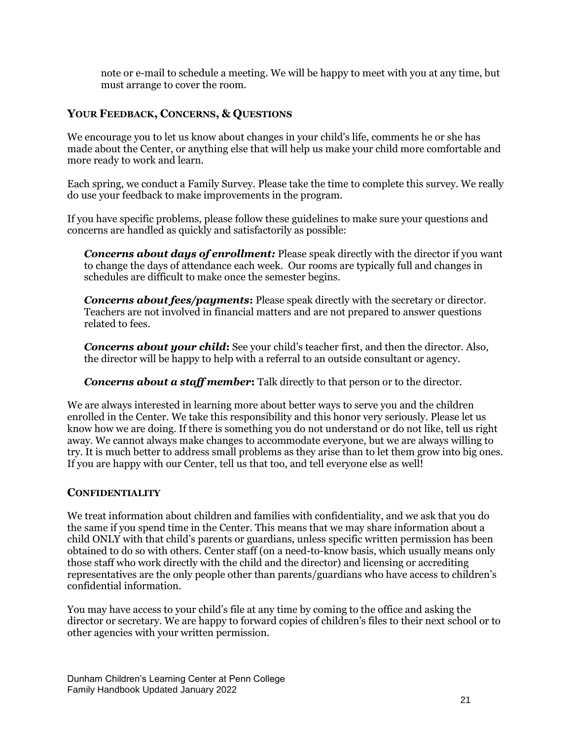note or e-mail to schedule a meeting. We will be happy to meet with you at any time, but must arrange to cover the room.

## YOUR FEEDBACK, CONCERNS, & QUESTIONS

We encourage you to let us know about changes in your child's life, comments he or she has made about the Center, or anything else that will help us make your child more comfortable and more ready to work and learn.

Each spring, we conduct a Family Survey. Please take the time to complete this survey. We really do use your feedback to make improvements in the program.

If you have specific problems, please follow these guidelines to make sure your questions and concerns are handled as quickly and satisfactorily as possible:

***Concerns about days of enrollment:*** Please speak directly with the director if you want to change the days of attendance each week. Our rooms are typically full and changes in schedules are difficult to make once the semester begins.

***Concerns about fees/payments*:** Please speak directly with the secretary or director. Teachers are not involved in financial matters and are not prepared to answer questions related to fees.

***Concerns about your child*:** See your child's teacher first, and then the director. Also, the director will be happy to help with a referral to an outside consultant or agency.

***Concerns about a staff member*:** Talk directly to that person or to the director.

We are always interested in learning more about better ways to serve you and the children enrolled in the Center. We take this responsibility and this honor very seriously. Please let us know how we are doing. If there is something you do not understand or do not like, tell us right away. We cannot always make changes to accommodate everyone, but we are always willing to try. It is much better to address small problems as they arise than to let them grow into big ones. If you are happy with our Center, tell us that too, and tell everyone else as well!

## CONFIDENTIALITY

We treat information about children and families with confidentiality, and we ask that you do the same if you spend time in the Center. This means that we may share information about a child ONLY with that child's parents or guardians, unless specific written permission has been obtained to do so with others. Center staff (on a need-to-know basis, which usually means only those staff who work directly with the child and the director) and licensing or accrediting representatives are the only people other than parents/guardians who have access to children's confidential information.

You may have access to your child's file at any time by coming to the office and asking the director or secretary. We are happy to forward copies of children's files to their next school or to other agencies with your written permission.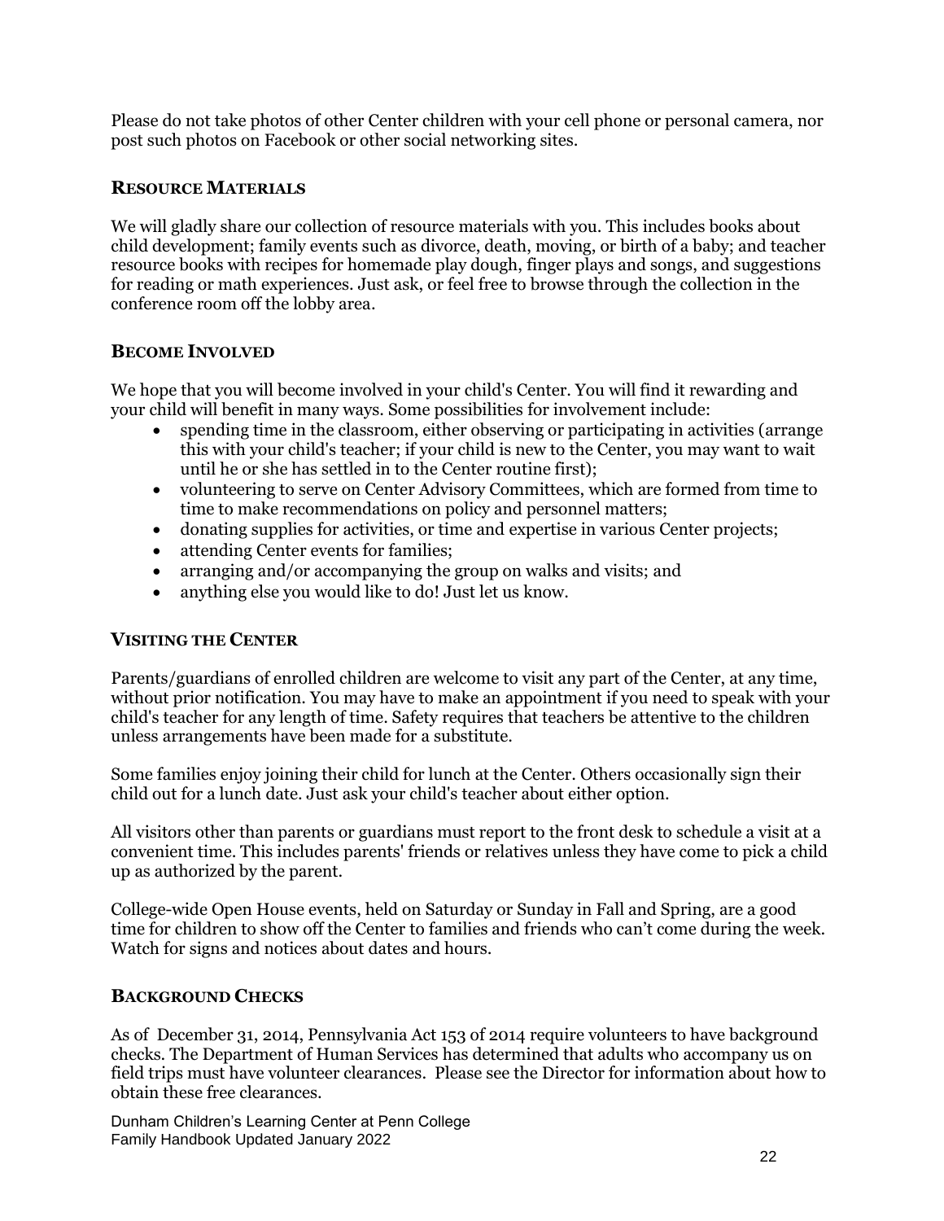Please do not take photos of other Center children with your cell phone or personal camera, nor post such photos on Facebook or other social networking sites.

## RESOURCE MATERIALS

We will gladly share our collection of resource materials with you. This includes books about child development; family events such as divorce, death, moving, or birth of a baby; and teacher resource books with recipes for homemade play dough, finger plays and songs, and suggestions for reading or math experiences. Just ask, or feel free to browse through the collection in the conference room off the lobby area.

## BECOME INVOLVED

We hope that you will become involved in your child's Center. You will find it rewarding and your child will benefit in many ways. Some possibilities for involvement include:

- spending time in the classroom, either observing or participating in activities (arrange this with your child's teacher; if your child is new to the Center, you may want to wait until he or she has settled in to the Center routine first);
- volunteering to serve on Center Advisory Committees, which are formed from time to time to make recommendations on policy and personnel matters;
- donating supplies for activities, or time and expertise in various Center projects;
- attending Center events for families;
- arranging and/or accompanying the group on walks and visits; and
- anything else you would like to do! Just let us know.

## VISITING THE CENTER

Parents/guardians of enrolled children are welcome to visit any part of the Center, at any time, without prior notification. You may have to make an appointment if you need to speak with your child's teacher for any length of time. Safety requires that teachers be attentive to the children unless arrangements have been made for a substitute.

Some families enjoy joining their child for lunch at the Center. Others occasionally sign their child out for a lunch date. Just ask your child's teacher about either option.

All visitors other than parents or guardians must report to the front desk to schedule a visit at a convenient time. This includes parents' friends or relatives unless they have come to pick a child up as authorized by the parent.

College-wide Open House events, held on Saturday or Sunday in Fall and Spring, are a good time for children to show off the Center to families and friends who can't come during the week. Watch for signs and notices about dates and hours.

## BACKGROUND CHECKS

As of December 31, 2014, Pennsylvania Act 153 of 2014 require volunteers to have background checks. The Department of Human Services has determined that adults who accompany us on field trips must have volunteer clearances. Please see the Director for information about how to obtain these free clearances.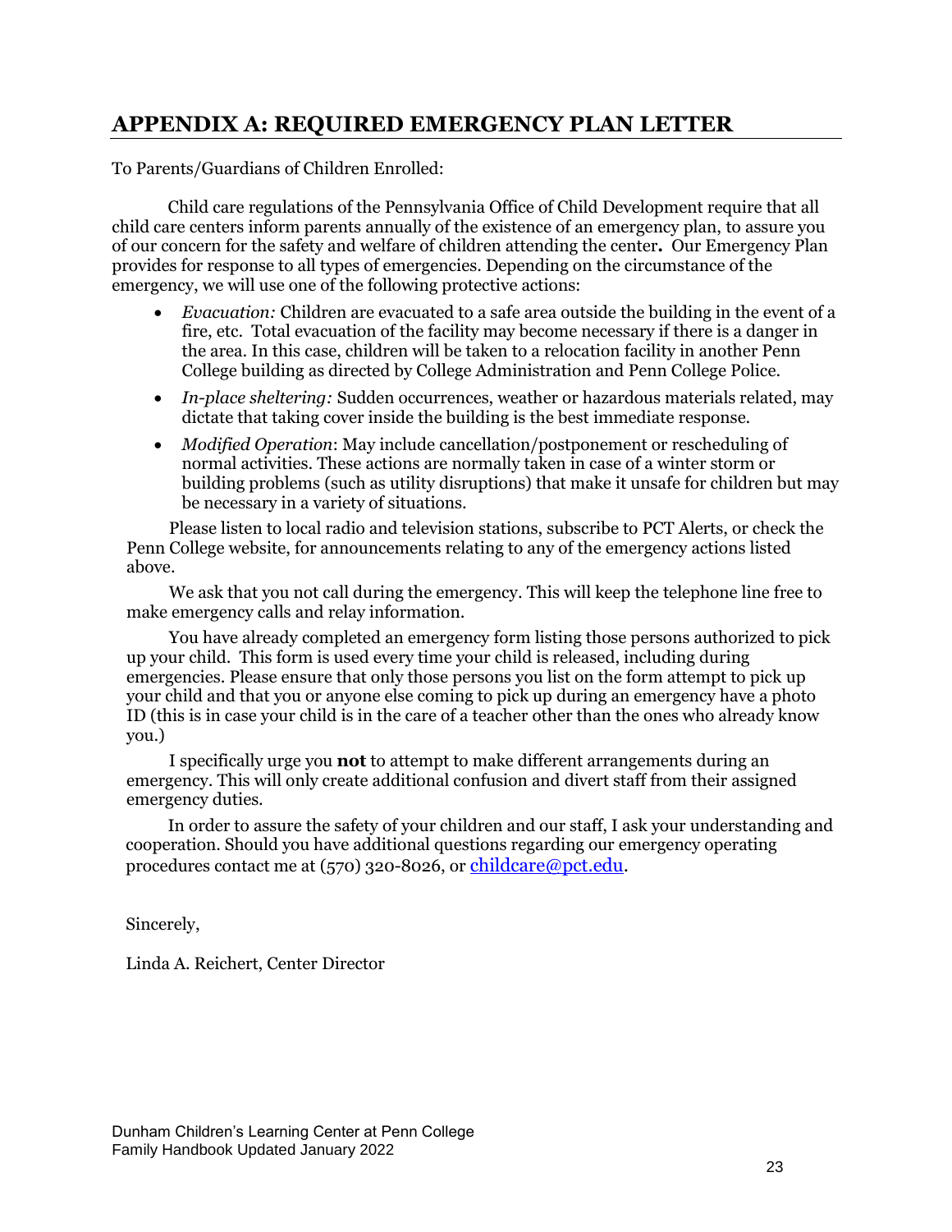## APPENDIX A: REQUIRED EMERGENCY PLAN LETTER

To Parents/Guardians of Children Enrolled:

Child care regulations of the Pennsylvania Office of Child Development require that all child care centers inform parents annually of the existence of an emergency plan, to assure you of our concern for the safety and welfare of children attending the center**.** Our Emergency Plan provides for response to all types of emergencies. Depending on the circumstance of the emergency, we will use one of the following protective actions:

- *Evacuation:* Children are evacuated to a safe area outside the building in the event of a fire, etc. Total evacuation of the facility may become necessary if there is a danger in the area. In this case, children will be taken to a relocation facility in another Penn College building as directed by College Administration and Penn College Police.
- *In-place sheltering:* Sudden occurrences, weather or hazardous materials related, may dictate that taking cover inside the building is the best immediate response.
- *Modified Operation*: May include cancellation/postponement or rescheduling of normal activities. These actions are normally taken in case of a winter storm or building problems (such as utility disruptions) that make it unsafe for children but may be necessary in a variety of situations.

Please listen to local radio and television stations, subscribe to PCT Alerts, or check the Penn College website, for announcements relating to any of the emergency actions listed above.

We ask that you not call during the emergency. This will keep the telephone line free to make emergency calls and relay information.

You have already completed an emergency form listing those persons authorized to pick up your child. This form is used every time your child is released, including during emergencies. Please ensure that only those persons you list on the form attempt to pick up your child and that you or anyone else coming to pick up during an emergency have a photo ID (this is in case your child is in the care of a teacher other than the ones who already know you.)

I specifically urge you **not** to attempt to make different arrangements during an emergency. This will only create additional confusion and divert staff from their assigned emergency duties.

In order to assure the safety of your children and our staff, I ask your understanding and cooperation. Should you have additional questions regarding our emergency operating procedures contact me at (570) 320-8026, or childcare@pct.edu.

Sincerely,

Linda A. Reichert, Center Director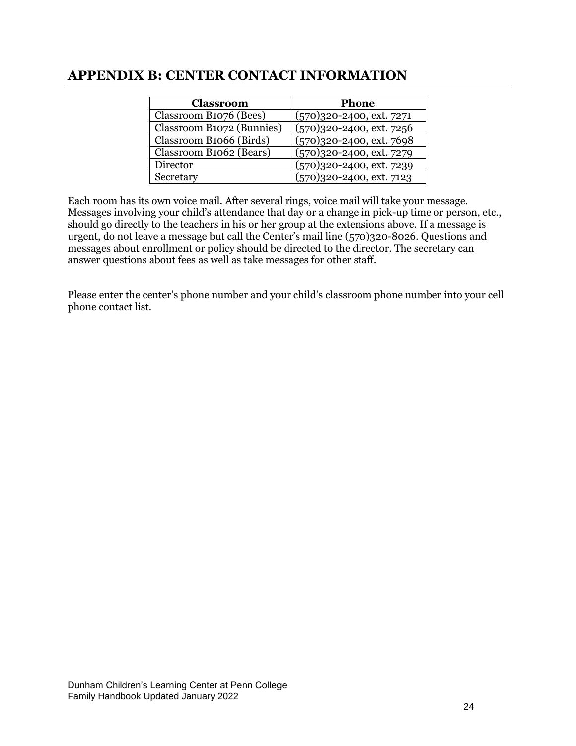## APPENDIX B: CENTER CONTACT INFORMATION

| Classroom | Phone |
|---|---|
| Classroom B1076 (Bees) | (570)320-2400, ext. 7271 |
| Classroom B1072 (Bunnies) | (570)320-2400, ext. 7256 |
| Classroom B1066 (Birds) | (570)320-2400, ext. 7698 |
| Classroom B1062 (Bears) | (570)320-2400, ext. 7279 |
| Director | (570)320-2400, ext. 7239 |
| Secretary | (570)320-2400, ext. 7123 |

Each room has its own voice mail. After several rings, voice mail will take your message. Messages involving your child's attendance that day or a change in pick-up time or person, etc., should go directly to the teachers in his or her group at the extensions above. If a message is urgent, do not leave a message but call the Center's mail line (570)320-8026. Questions and messages about enrollment or policy should be directed to the director. The secretary can answer questions about fees as well as take messages for other staff.

Please enter the center's phone number and your child's classroom phone number into your cell phone contact list.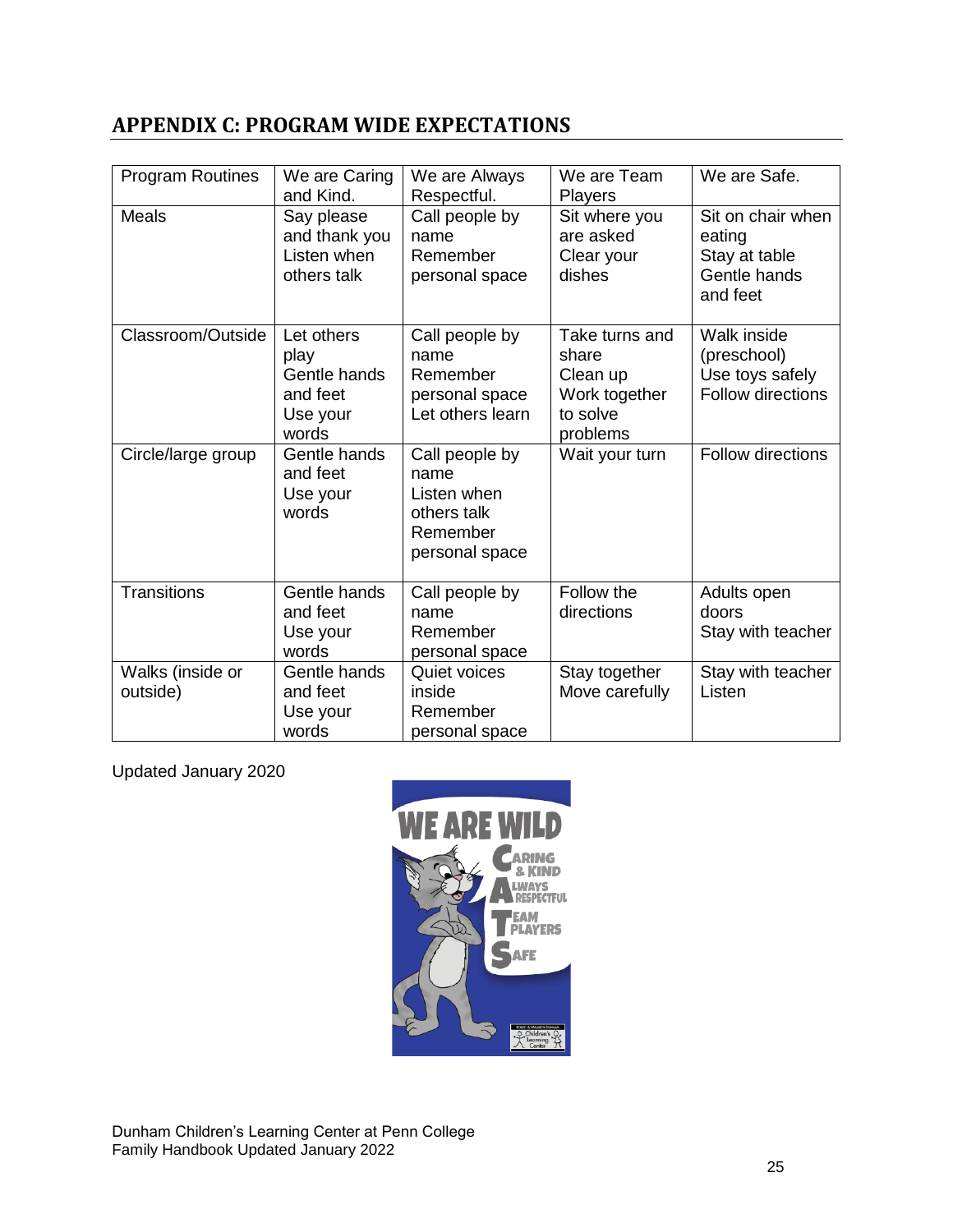## APPENDIX C: PROGRAM WIDE EXPECTATIONS

| Program Routines | We are Caring and Kind. | We are Always Respectful. | We are Team Players | We are Safe. |
|---|---|---|---|---|
| Meals | Say please and thank you<br>Listen when others talk | Call people by name<br>Remember personal space | Sit where you are asked<br>Clear your dishes | Sit on chair when eating<br>Stay at table<br>Gentle hands and feet |
| Classroom/Outside | Let others play<br>Gentle hands and feet<br>Use your words | Call people by name<br>Remember personal space<br>Let others learn | Take turns and share<br>Clean up<br>Work together to solve problems | Walk inside (preschool)<br>Use toys safely<br>Follow directions |
| Circle/large group | Gentle hands and feet<br>Use your words | Call people by name<br>Listen when others talk<br>Remember personal space | Wait your turn | Follow directions |
| Transitions | Gentle hands and feet<br>Use your words | Call people by name<br>Remember personal space | Follow the directions | Adults open doors<br>Stay with teacher |
| Walks (inside or outside) | Gentle hands and feet<br>Use your words | Quiet voices inside<br>Remember personal space | Stay together<br>Move carefully | Stay with teacher<br>Listen |

Updated January 2020